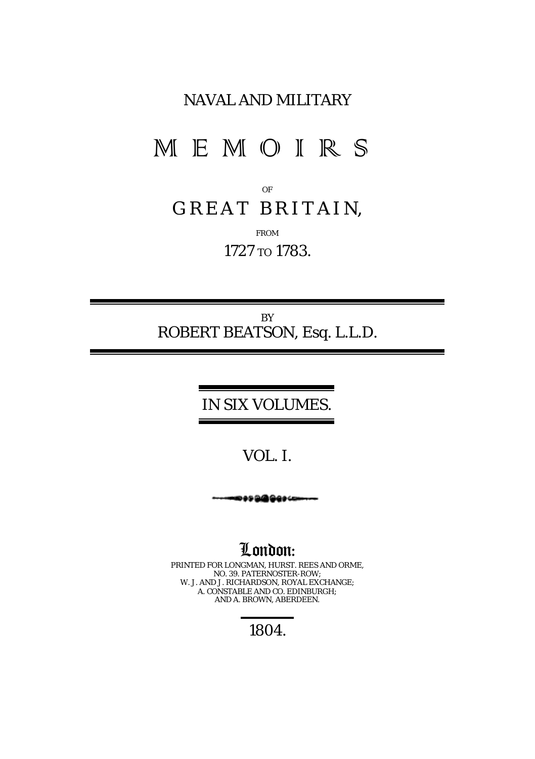NAVAL AND MILITARY

# MEMOIRS

OF

## GREAT BRITAIN,

FROM

1727 TO 1783.

---

BY

ROBERT BEATSON, Esq. L.L.D.

---

IN SIX VOLUMES.

VOL. I.

London:

PRINTED FOR LONGMAN, HURST. REES AND ORME,
NO. 39. PATERNOSTER-ROW;
W. J. AND J. RICHARDSON, ROYAL EXCHANGE;
A. CONSTABLE AND CO. EDINBURGH;
AND A. BROWN, ABERDEEN.

1804.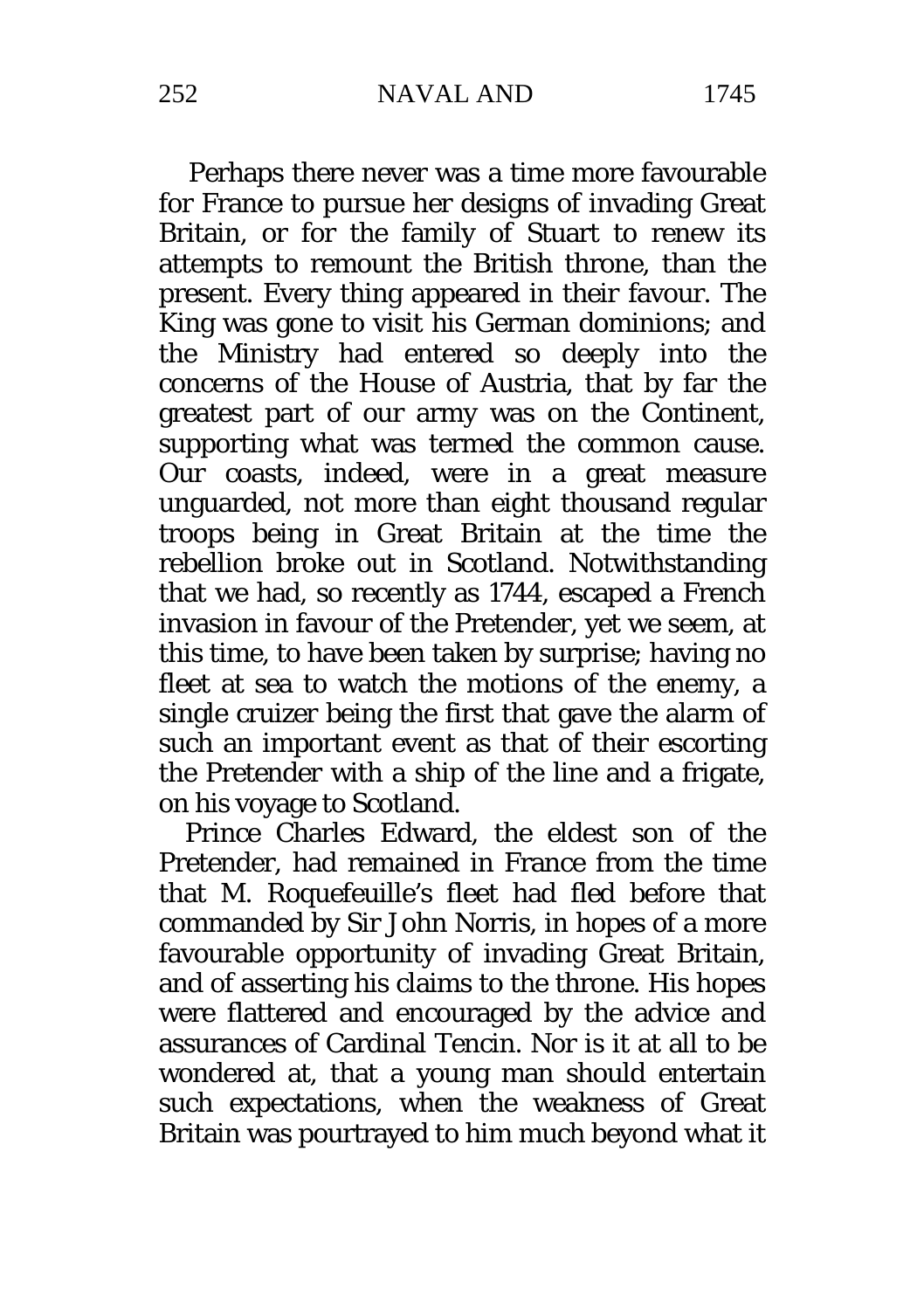Perhaps there never was a time more favourable for France to pursue her designs of invading Great Britain, or for the family of Stuart to renew its attempts to remount the British throne, than the present. Every thing appeared in their favour. The King was gone to visit his German dominions; and the Ministry had entered so deeply into the concerns of the House of Austria, that by far the greatest part of our army was on the Continent, supporting what was termed the common cause. Our coasts, indeed, were in a great measure unguarded, not more than eight thousand regular troops being in Great Britain at the time the rebellion broke out in Scotland. Notwithstanding that we had, so recently as 1744, escaped a French invasion in favour of the Pretender, yet we seem, at this time, to have been taken by surprise; having no fleet at sea to watch the motions of the enemy, a single cruizer being the first that gave the alarm of such an important event as that of their escorting the Pretender with a ship of the line and a frigate, on his voyage to Scotland.

Prince Charles Edward, the eldest son of the Pretender, had remained in France from the time that M. Roquefeuille's fleet had fled before that commanded by Sir John Norris, in hopes of a more favourable opportunity of invading Great Britain, and of asserting his claims to the throne. His hopes were flattered and encouraged by the advice and assurances of Cardinal Tencin. Nor is it at all to be wondered at, that a young man should entertain such expectations, when the weakness of Great Britain was pourtrayed to him much beyond what it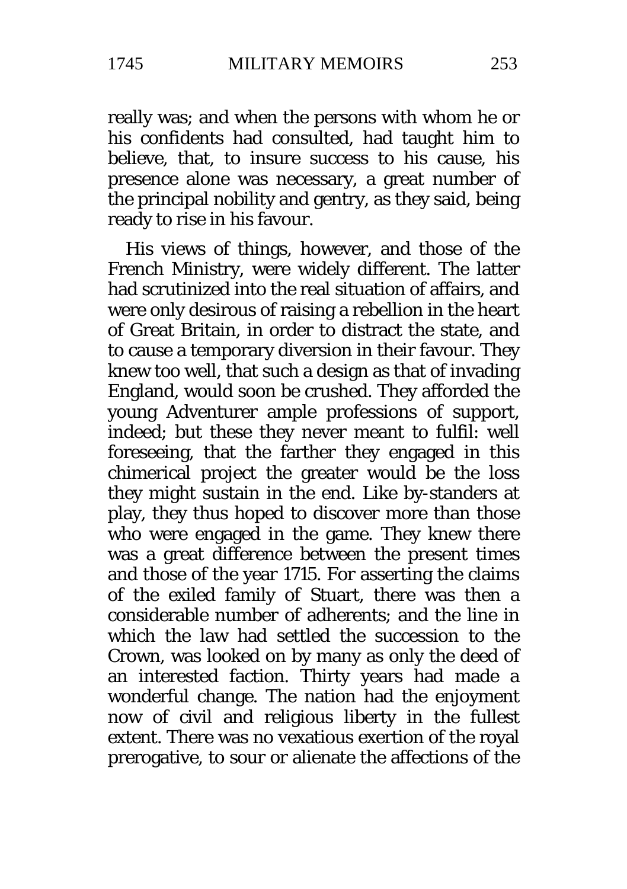really was; and when the persons with whom he or his confidents had consulted, had taught him to believe, that, to insure success to his cause, his presence alone was necessary, a great number of the principal nobility and gentry, as they said, being ready to rise in his favour.

His views of things, however, and those of the French Ministry, were widely different. The latter had scrutinized into the real situation of affairs, and were only desirous of raising a rebellion in the heart of Great Britain, in order to distract the state, and to cause a temporary diversion in their favour. They knew too well, that such a design as that of invading England, would soon be crushed. They afforded the young Adventurer ample professions of support, indeed; but these they never meant to fulfil: well foreseeing, that the farther they engaged in this chimerical project the greater would be the loss they might sustain in the end. Like by-standers at play, they thus hoped to discover more than those who were engaged in the game. They knew there was a great difference between the present times and those of the year 1715. For asserting the claims of the exiled family of Stuart, there was then a considerable number of adherents; and the line in which the law had settled the succession to the Crown, was looked on by many as only the deed of an interested faction. Thirty years had made a wonderful change. The nation had the enjoyment now of civil and religious liberty in the fullest extent. There was no vexatious exertion of the royal prerogative, to sour or alienate the affections of the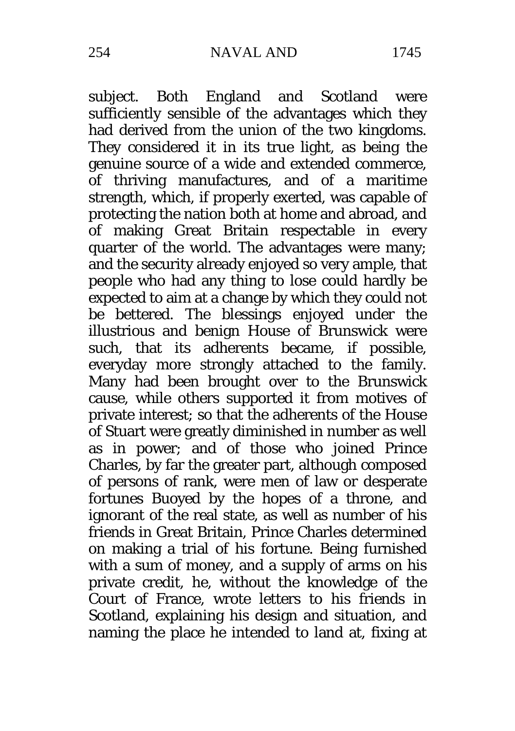subject. Both England and Scotland were sufficiently sensible of the advantages which they had derived from the union of the two kingdoms. They considered it in its true light, as being the genuine source of a wide and extended commerce, of thriving manufactures, and of a maritime strength, which, if properly exerted, was capable of protecting the nation both at home and abroad, and of making Great Britain respectable in every quarter of the world. The advantages were many; and the security already enjoyed so very ample, that people who had any thing to lose could hardly be expected to aim at a change by which they could not be bettered. The blessings enjoyed under the illustrious and benign House of Brunswick were such, that its adherents became, if possible, everyday more strongly attached to the family. Many had been brought over to the Brunswick cause, while others supported it from motives of private interest; so that the adherents of the House of Stuart were greatly diminished in number as well as in power; and of those who joined Prince Charles, by far the greater part, although composed of persons of rank, were men of law or desperate fortunes Buoyed by the hopes of a throne, and ignorant of the real state, as well as number of his friends in Great Britain, Prince Charles determined on making a trial of his fortune. Being furnished with a sum of money, and a supply of arms on his private credit, he, without the knowledge of the Court of France, wrote letters to his friends in Scotland, explaining his design and situation, and naming the place he intended to land at, fixing at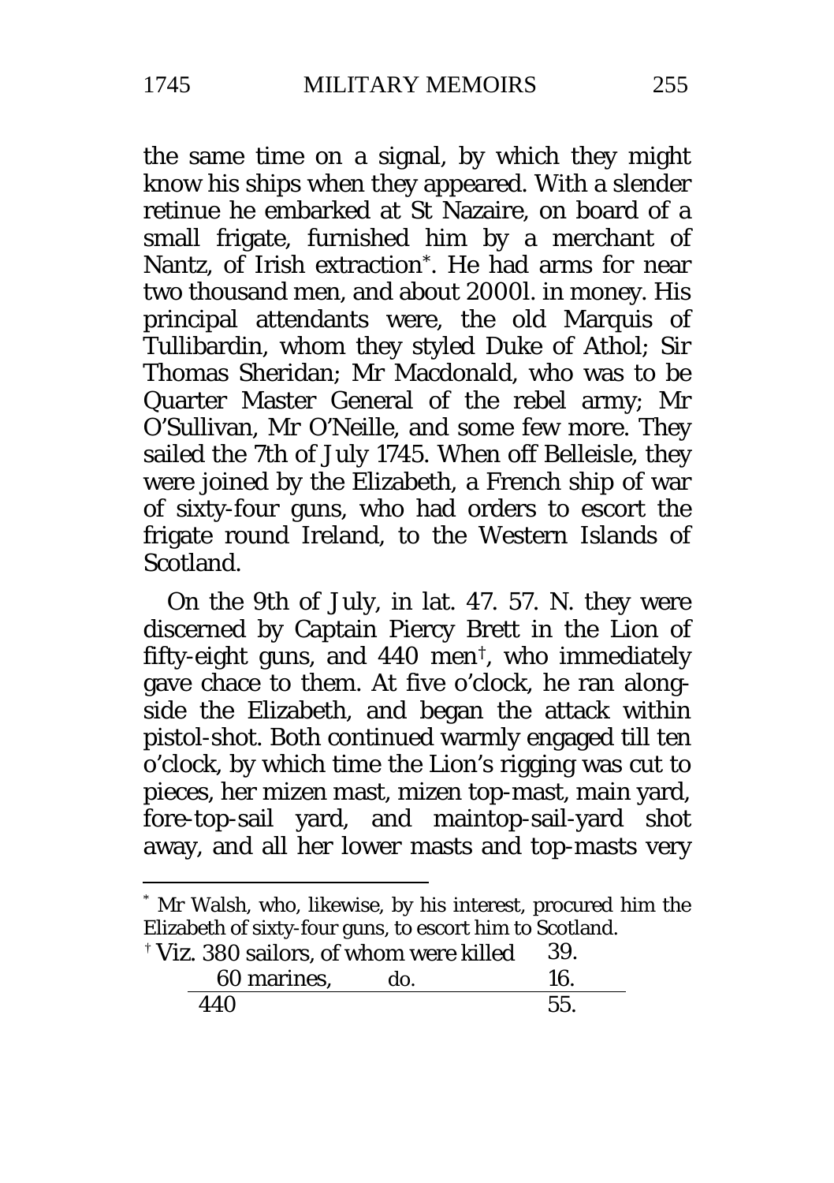the same time on a signal, by which they might know his ships when they appeared. With a slender retinue he embarked at St Nazaire, on board of a small frigate, furnished him by a merchant of Nantz, of Irish extraction*. He had arms for near two thousand men, and about 2000l. in money. His principal attendants were, the old Marquis of Tullibardin, whom they styled Duke of Athol; Sir Thomas Sheridan; Mr Macdonald, who was to be Quarter Master General of the rebel army; Mr O'Sullivan, Mr O'Neille, and some few more. They sailed the 7th of July 1745. When off Belleisle, they were joined by the Elizabeth, a French ship of war of sixty-four guns, who had orders to escort the frigate round Ireland, to the Western Islands of Scotland.

On the 9th of July, in lat. 47. 57. N. they were discerned by Captain Piercy Brett in the Lion of fifty-eight guns, and 440 men†, who immediately gave chace to them. At five o'clock, he ran along-side the Elizabeth, and began the attack within pistol-shot. Both continued warmly engaged till ten o'clock, by which time the Lion's rigging was cut to pieces, her mizen mast, mizen top-mast, main yard, fore-top-sail yard, and maintop-sail-yard shot away, and all her lower masts and top-masts very

---

* Mr Walsh, who, likewise, by his interest, procured him the Elizabeth of sixty-four guns, to escort him to Scotland.

† Viz. 380 sailors, of whom were killed 39.

| | | |
|---|---|---|
| 380 sailors, | of whom were killed | 39. |
| 60 marines, | do. | 16. |
| 440 | | 55. |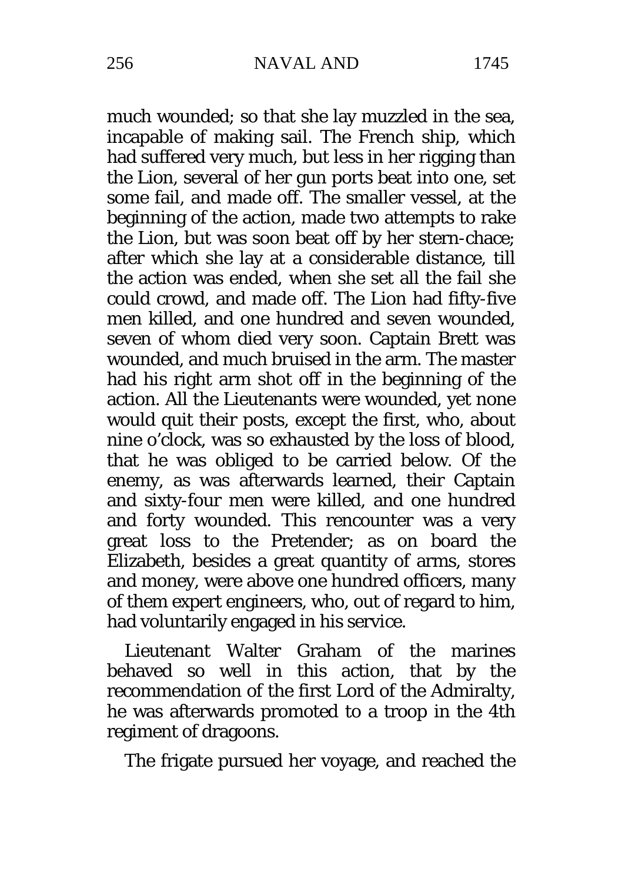much wounded; so that she lay muzzled in the sea, incapable of making sail. The French ship, which had suffered very much, but less in her rigging than the Lion, several of her gun ports beat into one, set some fail, and made off. The smaller vessel, at the beginning of the action, made two attempts to rake the Lion, but was soon beat off by her stern-chace; after which she lay at a considerable distance, till the action was ended, when she set all the fail she could crowd, and made off. The Lion had fifty-five men killed, and one hundred and seven wounded, seven of whom died very soon. Captain Brett was wounded, and much bruised in the arm. The master had his right arm shot off in the beginning of the action. All the Lieutenants were wounded, yet none would quit their posts, except the first, who, about nine o'clock, was so exhausted by the loss of blood, that he was obliged to be carried below. Of the enemy, as was afterwards learned, their Captain and sixty-four men were killed, and one hundred and forty wounded. This rencounter was a very great loss to the Pretender; as on board the Elizabeth, besides a great quantity of arms, stores and money, were above one hundred officers, many of them expert engineers, who, out of regard to him, had voluntarily engaged in his service.

Lieutenant Walter Graham of the marines behaved so well in this action, that by the recommendation of the first Lord of the Admiralty, he was afterwards promoted to a troop in the 4th regiment of dragoons.

The frigate pursued her voyage, and reached the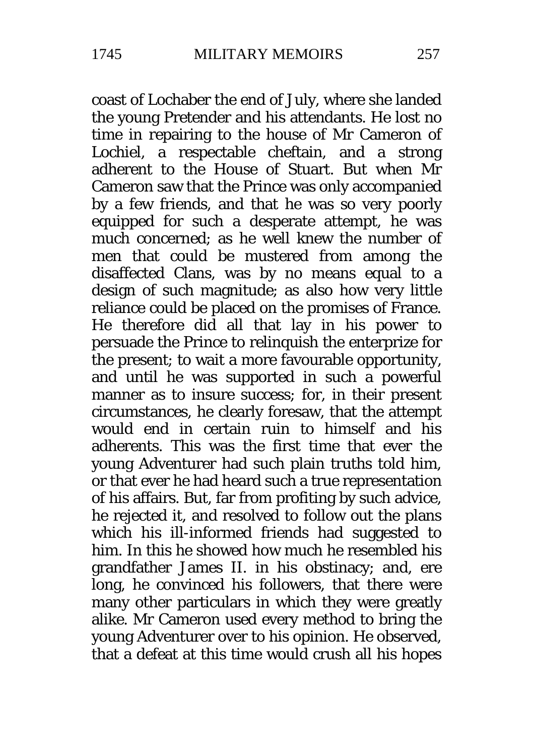coast of Lochaber the end of July, where she landed the young Pretender and his attendants. He lost no time in repairing to the house of Mr Cameron of Lochiel, a respectable cheftain, and a strong adherent to the House of Stuart. But when Mr Cameron saw that the Prince was only accompanied by a few friends, and that he was so very poorly equipped for such a desperate attempt, he was much concerned; as he well knew the number of men that could be mustered from among the disaffected Clans, was by no means equal to a design of such magnitude; as also how very little reliance could be placed on the promises of France. He therefore did all that lay in his power to persuade the Prince to relinquish the enterprize for the present; to wait a more favourable opportunity, and until he was supported in such a powerful manner as to insure success; for, in their present circumstances, he clearly foresaw, that the attempt would end in certain ruin to himself and his adherents. This was the first time that ever the young Adventurer had such plain truths told him, or that ever he had heard such a true representation of his affairs. But, far from profiting by such advice, he rejected it, and resolved to follow out the plans which his ill-informed friends had suggested to him. In this he showed how much he resembled his grandfather James II. in his obstinacy; and, ere long, he convinced his followers, that there were many other particulars in which they were greatly alike. Mr Cameron used every method to bring the young Adventurer over to his opinion. He observed, that a defeat at this time would crush all his hopes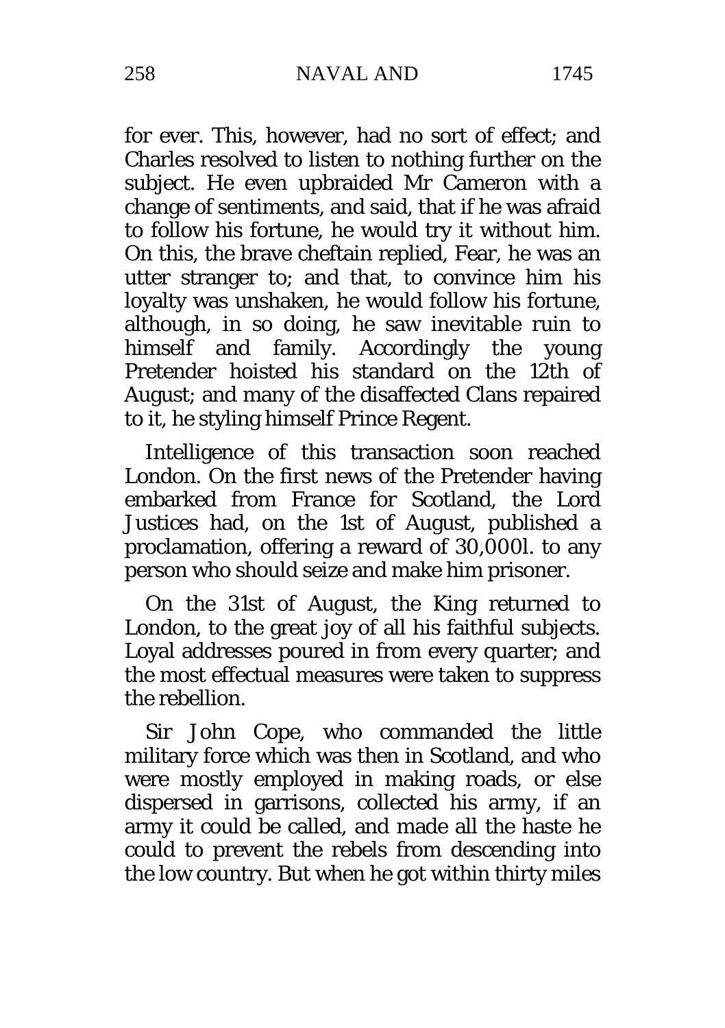for ever. This, however, had no sort of effect; and Charles resolved to listen to nothing further on the subject. He even upbraided Mr Cameron with a change of sentiments, and said, that if he was afraid to follow his fortune, he would try it without him. On this, the brave cheftain replied, Fear, he was an utter stranger to; and that, to convince him his loyalty was unshaken, he would follow his fortune, although, in so doing, he saw inevitable ruin to himself and family. Accordingly the young Pretender hoisted his standard on the 12th of August; and many of the disaffected Clans repaired to it, he styling himself Prince Regent.

Intelligence of this transaction soon reached London. On the first news of the Pretender having embarked from France for Scotland, the Lord Justices had, on the 1st of August, published a proclamation, offering a reward of 30,000l. to any person who should seize and make him prisoner.

On the 31st of August, the King returned to London, to the great joy of all his faithful subjects. Loyal addresses poured in from every quarter; and the most effectual measures were taken to suppress the rebellion.

Sir John Cope, who commanded the little military force which was then in Scotland, and who were mostly employed in making roads, or else dispersed in garrisons, collected his army, if an army it could be called, and made all the haste he could to prevent the rebels from descending into the low country. But when he got within thirty miles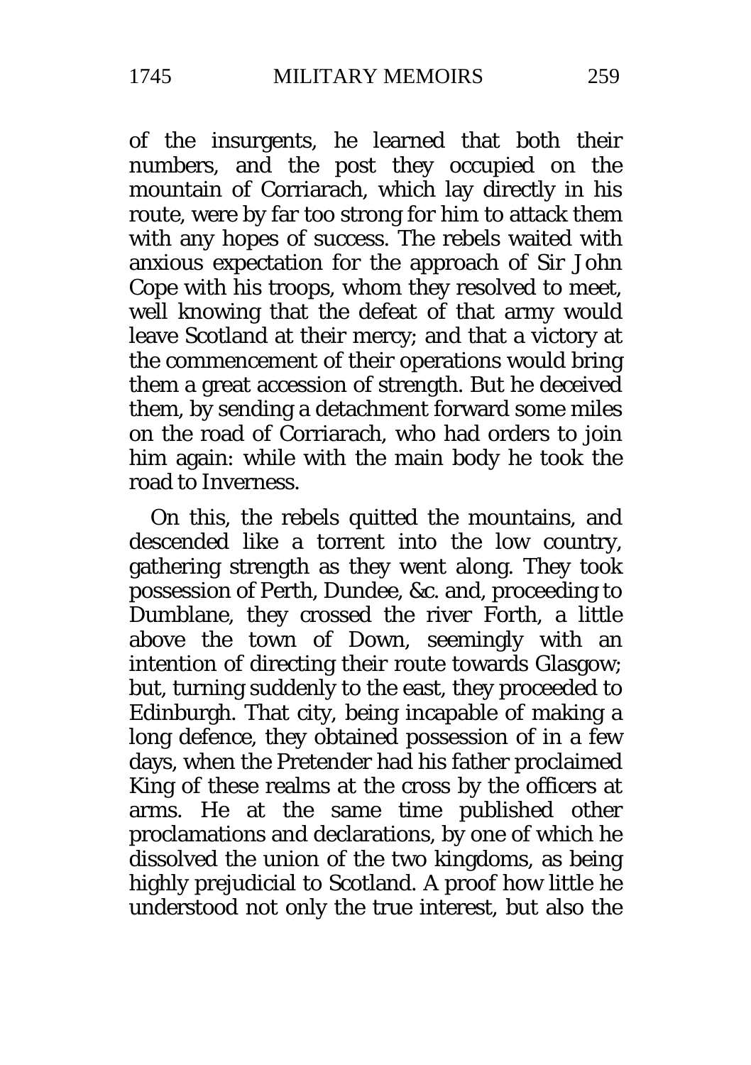of the insurgents, he learned that both their numbers, and the post they occupied on the mountain of Corriarach, which lay directly in his route, were by far too strong for him to attack them with any hopes of success. The rebels waited with anxious expectation for the approach of Sir John Cope with his troops, whom they resolved to meet, well knowing that the defeat of that army would leave Scotland at their mercy; and that a victory at the commencement of their operations would bring them a great accession of strength. But he deceived them, by sending a detachment forward some miles on the road of Corriarach, who had orders to join him again: while with the main body he took the road to Inverness.

On this, the rebels quitted the mountains, and descended like a torrent into the low country, gathering strength as they went along. They took possession of Perth, Dundee, &c. and, proceeding to Dumblane, they crossed the river Forth, a little above the town of Down, seemingly with an intention of directing their route towards Glasgow; but, turning suddenly to the east, they proceeded to Edinburgh. That city, being incapable of making a long defence, they obtained possession of in a few days, when the Pretender had his father proclaimed King of these realms at the cross by the officers at arms. He at the same time published other proclamations and declarations, by one of which he dissolved the union of the two kingdoms, as being highly prejudicial to Scotland. A proof how little he understood not only the true interest, but also the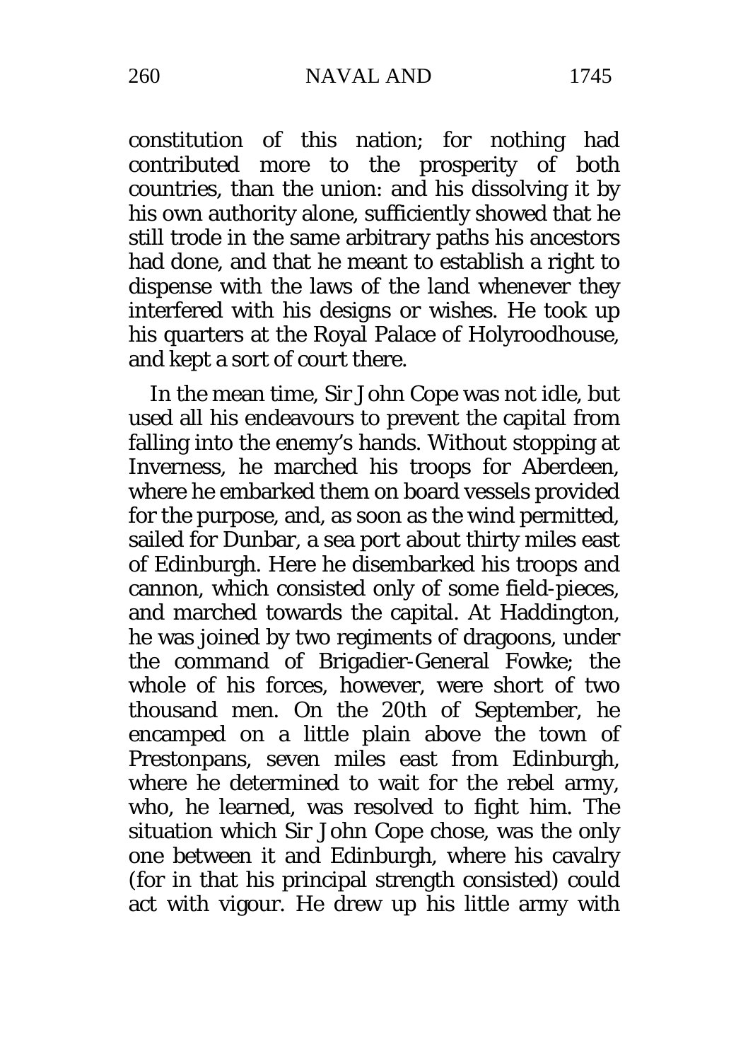constitution of this nation; for nothing had contributed more to the prosperity of both countries, than the union: and his dissolving it by his own authority alone, sufficiently showed that he still trode in the same arbitrary paths his ancestors had done, and that he meant to establish a right to dispense with the laws of the land whenever they interfered with his designs or wishes. He took up his quarters at the Royal Palace of Holyroodhouse, and kept a sort of court there.

In the mean time, Sir John Cope was not idle, but used all his endeavours to prevent the capital from falling into the enemy's hands. Without stopping at Inverness, he marched his troops for Aberdeen, where he embarked them on board vessels provided for the purpose, and, as soon as the wind permitted, sailed for Dunbar, a sea port about thirty miles east of Edinburgh. Here he disembarked his troops and cannon, which consisted only of some field-pieces, and marched towards the capital. At Haddington, he was joined by two regiments of dragoons, under the command of Brigadier-General Fowke; the whole of his forces, however, were short of two thousand men. On the 20th of September, he encamped on a little plain above the town of Prestonpans, seven miles east from Edinburgh, where he determined to wait for the rebel army, who, he learned, was resolved to fight him. The situation which Sir John Cope chose, was the only one between it and Edinburgh, where his cavalry (for in that his principal strength consisted) could act with vigour. He drew up his little army with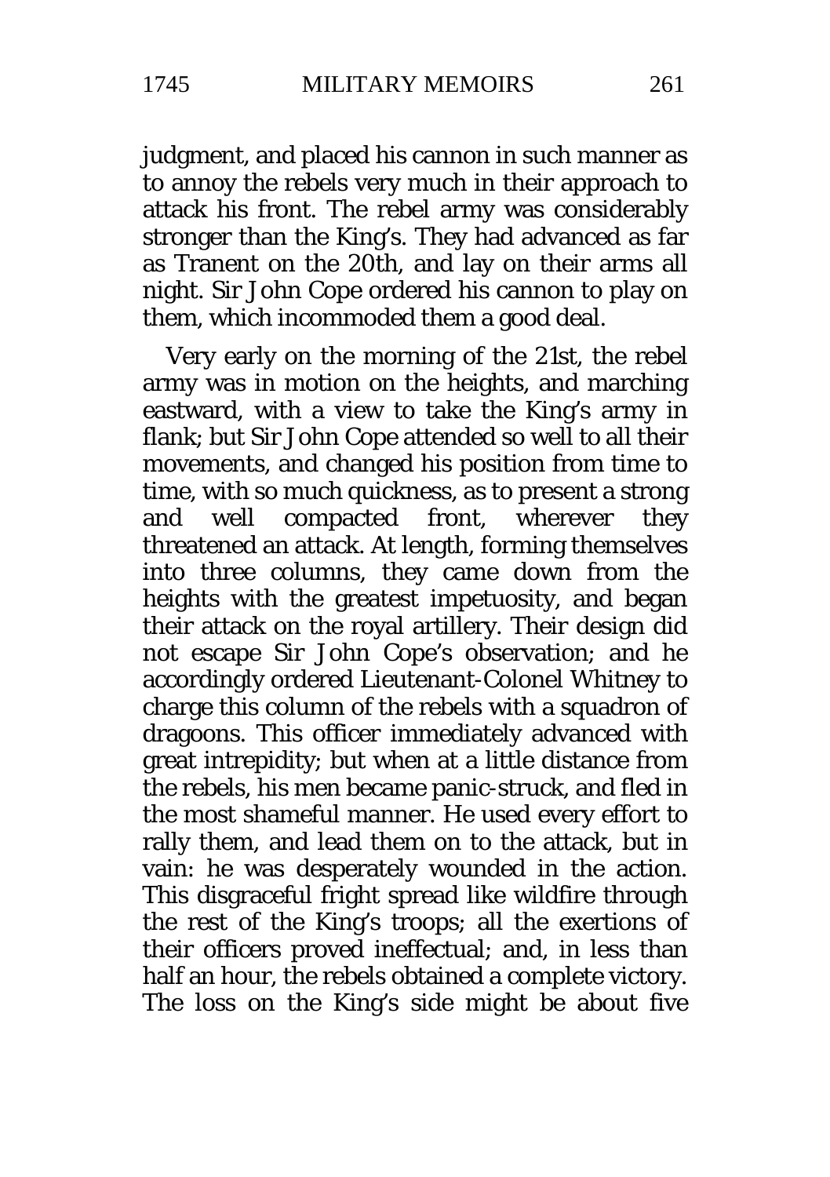judgment, and placed his cannon in such manner as to annoy the rebels very much in their approach to attack his front. The rebel army was considerably stronger than the King's. They had advanced as far as Tranent on the 20th, and lay on their arms all night. Sir John Cope ordered his cannon to play on them, which incommoded them a good deal.

Very early on the morning of the 21st, the rebel army was in motion on the heights, and marching eastward, with a view to take the King's army in flank; but Sir John Cope attended so well to all their movements, and changed his position from time to time, with so much quickness, as to present a strong and well compacted front, wherever they threatened an attack. At length, forming themselves into three columns, they came down from the heights with the greatest impetuosity, and began their attack on the royal artillery. Their design did not escape Sir John Cope's observation; and he accordingly ordered Lieutenant-Colonel Whitney to charge this column of the rebels with a squadron of dragoons. This officer immediately advanced with great intrepidity; but when at a little distance from the rebels, his men became panic-struck, and fled in the most shameful manner. He used every effort to rally them, and lead them on to the attack, but in vain: he was desperately wounded in the action. This disgraceful fright spread like wildfire through the rest of the King's troops; all the exertions of their officers proved ineffectual; and, in less than half an hour, the rebels obtained a complete victory. The loss on the King's side might be about five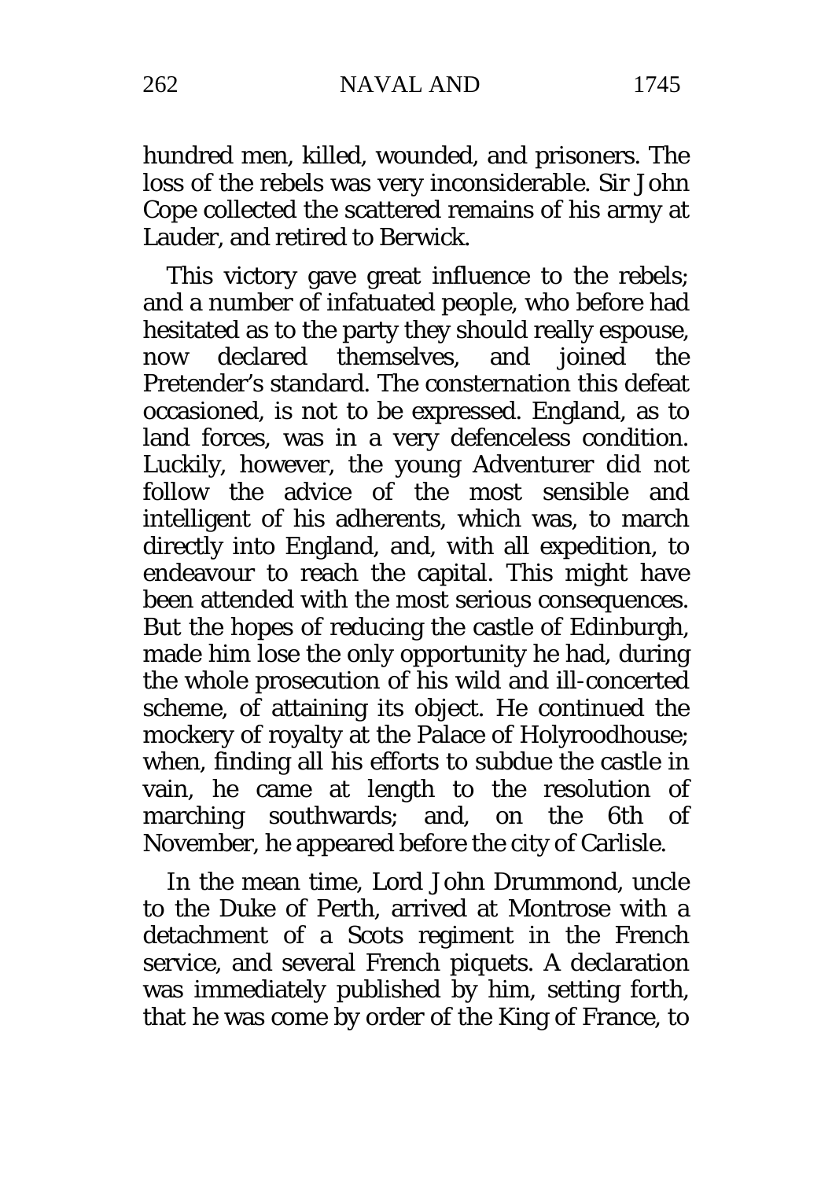hundred men, killed, wounded, and prisoners. The loss of the rebels was very inconsiderable. Sir John Cope collected the scattered remains of his army at Lauder, and retired to Berwick.

This victory gave great influence to the rebels; and a number of infatuated people, who before had hesitated as to the party they should really espouse, now declared themselves, and joined the Pretender's standard. The consternation this defeat occasioned, is not to be expressed. England, as to land forces, was in a very defenceless condition. Luckily, however, the young Adventurer did not follow the advice of the most sensible and intelligent of his adherents, which was, to march directly into England, and, with all expedition, to endeavour to reach the capital. This might have been attended with the most serious consequences. But the hopes of reducing the castle of Edinburgh, made him lose the only opportunity he had, during the whole prosecution of his wild and ill-concerted scheme, of attaining its object. He continued the mockery of royalty at the Palace of Holyroodhouse; when, finding all his efforts to subdue the castle in vain, he came at length to the resolution of marching southwards; and, on the 6th of November, he appeared before the city of Carlisle.

In the mean time, Lord John Drummond, uncle to the Duke of Perth, arrived at Montrose with a detachment of a Scots regiment in the French service, and several French piquets. A declaration was immediately published by him, setting forth, that he was come by order of the King of France, to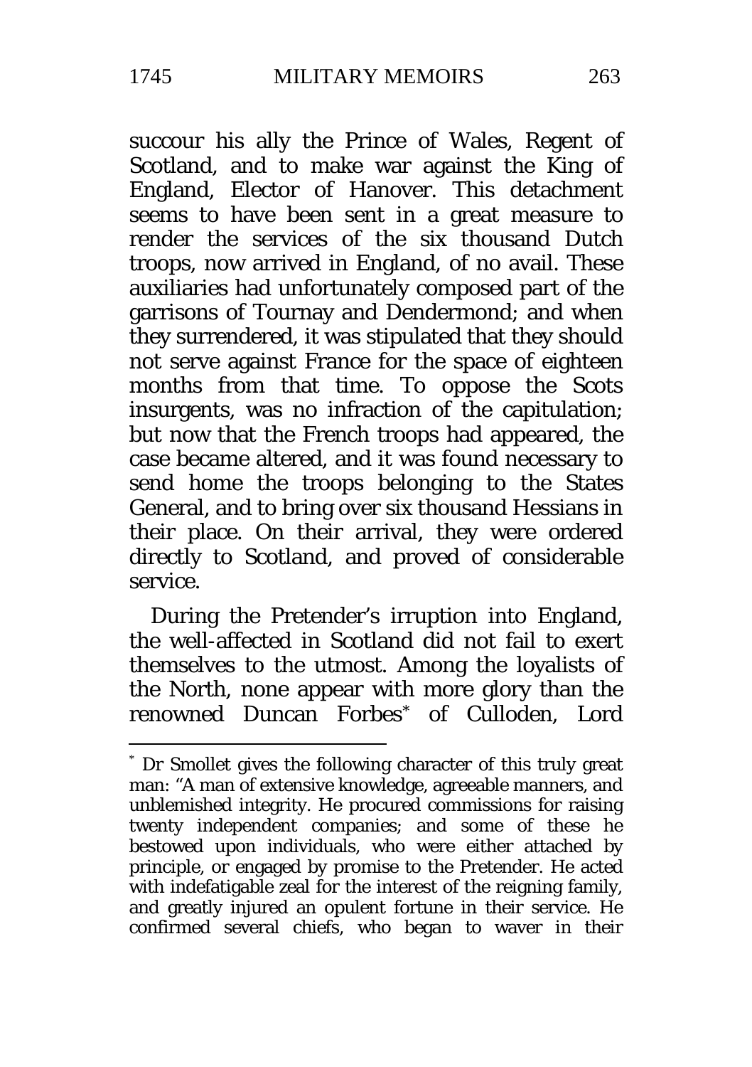succour his ally the Prince of Wales, Regent of Scotland, and to make war against the King of England, Elector of Hanover. This detachment seems to have been sent in a great measure to render the services of the six thousand Dutch troops, now arrived in England, of no avail. These auxiliaries had unfortunately composed part of the garrisons of Tournay and Dendermond; and when they surrendered, it was stipulated that they should not serve against France for the space of eighteen months from that time. To oppose the Scots insurgents, was no infraction of the capitulation; but now that the French troops had appeared, the case became altered, and it was found necessary to send home the troops belonging to the States General, and to bring over six thousand Hessians in their place. On their arrival, they were ordered directly to Scotland, and proved of considerable service.

During the Pretender's irruption into England, the well-affected in Scotland did not fail to exert themselves to the utmost. Among the loyalists of the North, none appear with more glory than the renowned Duncan Forbes* of Culloden, Lord

---

* Dr Smollet gives the following character of this truly great man: "A man of extensive knowledge, agreeable manners, and unblemished integrity. He procured commissions for raising twenty independent companies; and some of these he bestowed upon individuals, who were either attached by principle, or engaged by promise to the Pretender. He acted with indefatigable zeal for the interest of the reigning family, and greatly injured an opulent fortune in their service. He confirmed several chiefs, who began to waver in their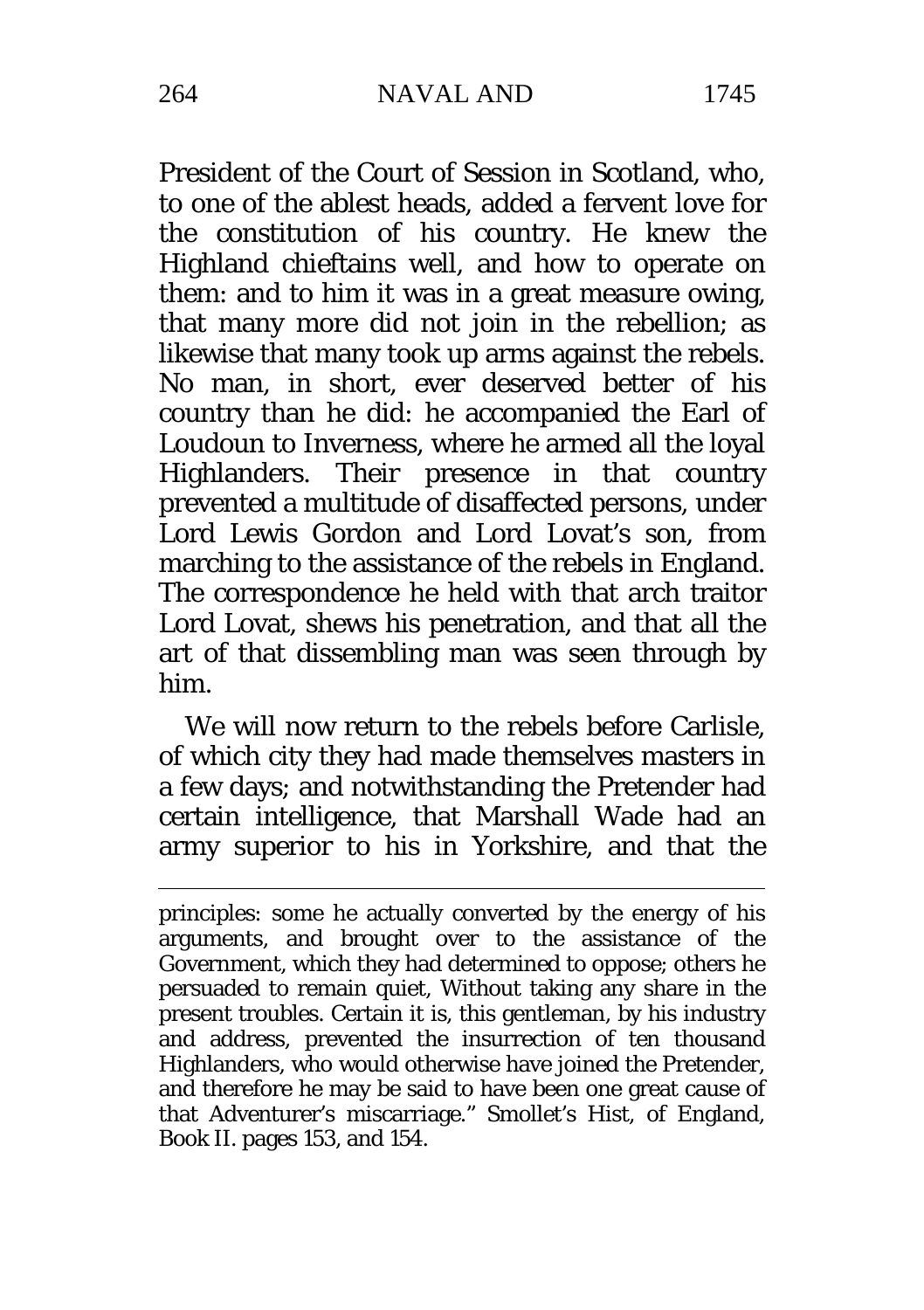President of the Court of Session in Scotland, who, to one of the ablest heads, added a fervent love for the constitution of his country. He knew the Highland chieftains well, and how to operate on them: and to him it was in a great measure owing, that many more did not join in the rebellion; as likewise that many took up arms against the rebels. No man, in short, ever deserved better of his country than he did: he accompanied the Earl of Loudoun to Inverness, where he armed all the loyal Highlanders. Their presence in that country prevented a multitude of disaffected persons, under Lord Lewis Gordon and Lord Lovat's son, from marching to the assistance of the rebels in England. The correspondence he held with that arch traitor Lord Lovat, shews his penetration, and that all the art of that dissembling man was seen through by him.

We will now return to the rebels before Carlisle, of which city they had made themselves masters in a few days; and notwithstanding the Pretender had certain intelligence, that Marshall Wade had an army superior to his in Yorkshire, and that the

---

principles: some he actually converted by the energy of his arguments, and brought over to the assistance of the Government, which they had determined to oppose; others he persuaded to remain quiet, Without taking any share in the present troubles. Certain it is, this gentleman, by his industry and address, prevented the insurrection of ten thousand Highlanders, who would otherwise have joined the Pretender, and therefore he may be said to have been one great cause of that Adventurer's miscarriage." Smollet's Hist, of England, Book II. pages 153, and 154.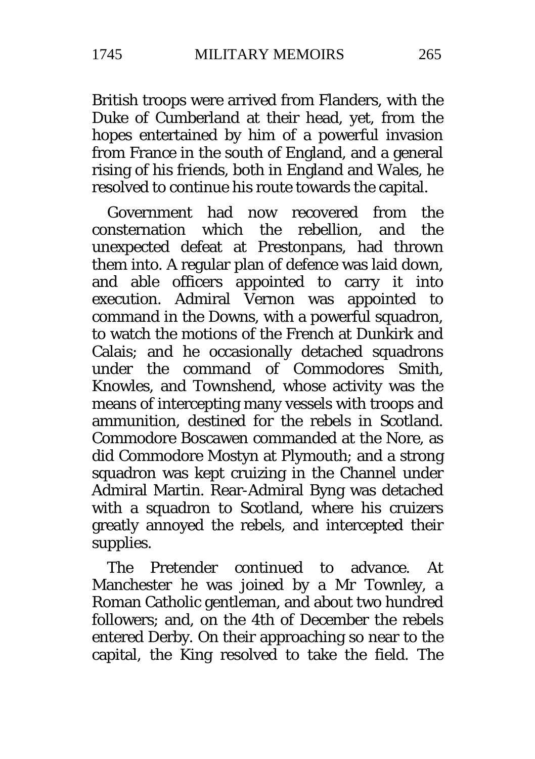British troops were arrived from Flanders, with the Duke of Cumberland at their head, yet, from the hopes entertained by him of a powerful invasion from France in the south of England, and a general rising of his friends, both in England and Wales, he resolved to continue his route towards the capital.

Government had now recovered from the consternation which the rebellion, and the unexpected defeat at Prestonpans, had thrown them into. A regular plan of defence was laid down, and able officers appointed to carry it into execution. Admiral Vernon was appointed to command in the Downs, with a powerful squadron, to watch the motions of the French at Dunkirk and Calais; and he occasionally detached squadrons under the command of Commodores Smith, Knowles, and Townshend, whose activity was the means of intercepting many vessels with troops and ammunition, destined for the rebels in Scotland. Commodore Boscawen commanded at the Nore, as did Commodore Mostyn at Plymouth; and a strong squadron was kept cruizing in the Channel under Admiral Martin. Rear-Admiral Byng was detached with a squadron to Scotland, where his cruizers greatly annoyed the rebels, and intercepted their supplies.

The Pretender continued to advance. At Manchester he was joined by a Mr Townley, a Roman Catholic gentleman, and about two hundred followers; and, on the 4th of December the rebels entered Derby. On their approaching so near to the capital, the King resolved to take the field. The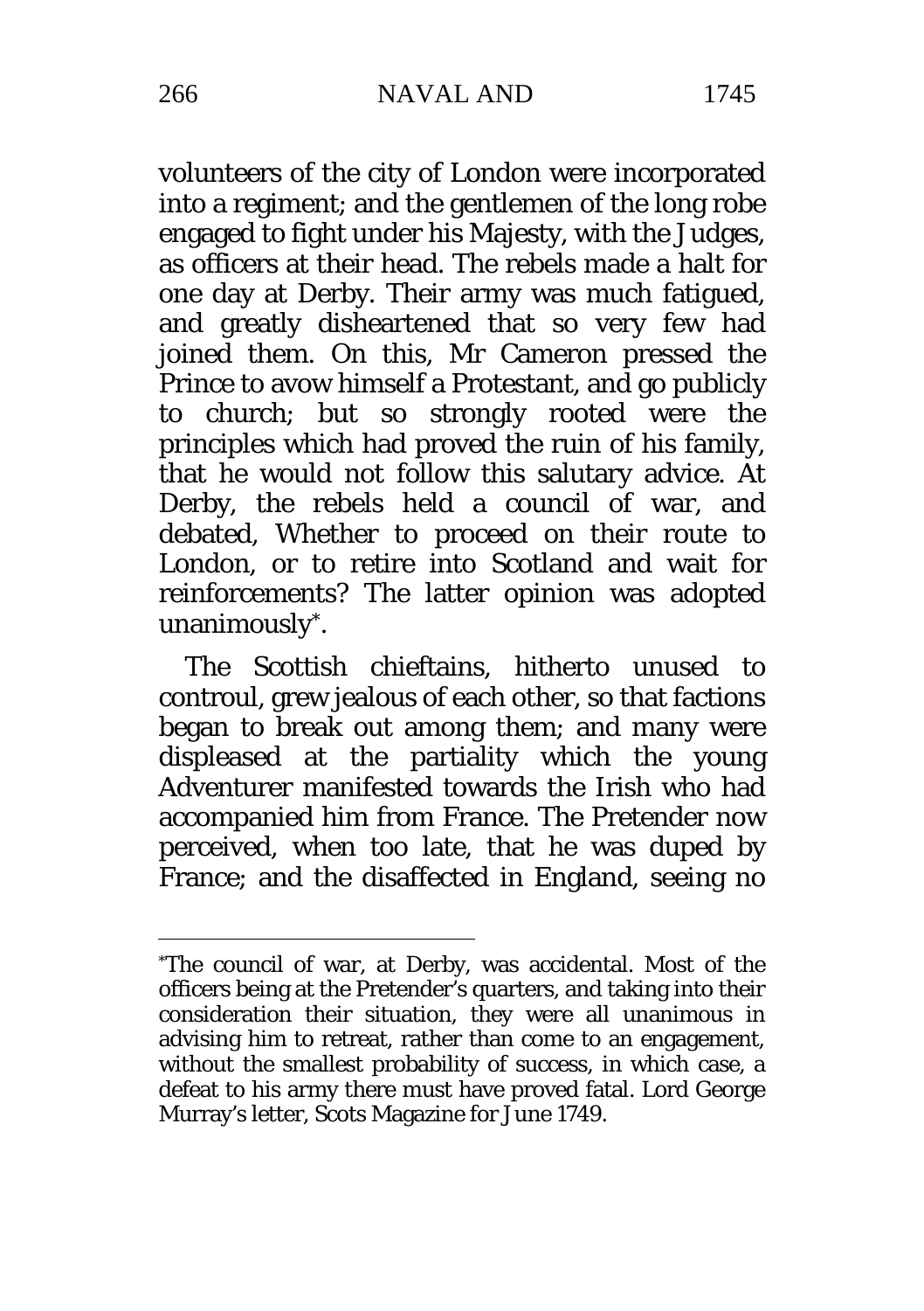volunteers of the city of London were incorporated into a regiment; and the gentlemen of the long robe engaged to fight under his Majesty, with the Judges, as officers at their head. The rebels made a halt for one day at Derby. Their army was much fatigued, and greatly disheartened that so very few had joined them. On this, Mr Cameron pressed the Prince to avow himself a Protestant, and go publicly to church; but so strongly rooted were the principles which had proved the ruin of his family, that he would not follow this salutary advice. At Derby, the rebels held a council of war, and debated, Whether to proceed on their route to London, or to retire into Scotland and wait for reinforcements? The latter opinion was adopted unanimously*.

The Scottish chieftains, hitherto unused to controul, grew jealous of each other, so that factions began to break out among them; and many were displeased at the partiality which the young Adventurer manifested towards the Irish who had accompanied him from France. The Pretender now perceived, when too late, that he was duped by France; and the disaffected in England, seeing no

---

*The council of war, at Derby, was accidental. Most of the officers being at the Pretender's quarters, and taking into their consideration their situation, they were all unanimous in advising him to retreat, rather than come to an engagement, without the smallest probability of success, in which case, a defeat to his army there must have proved fatal. Lord George Murray's letter, Scots Magazine for June 1749.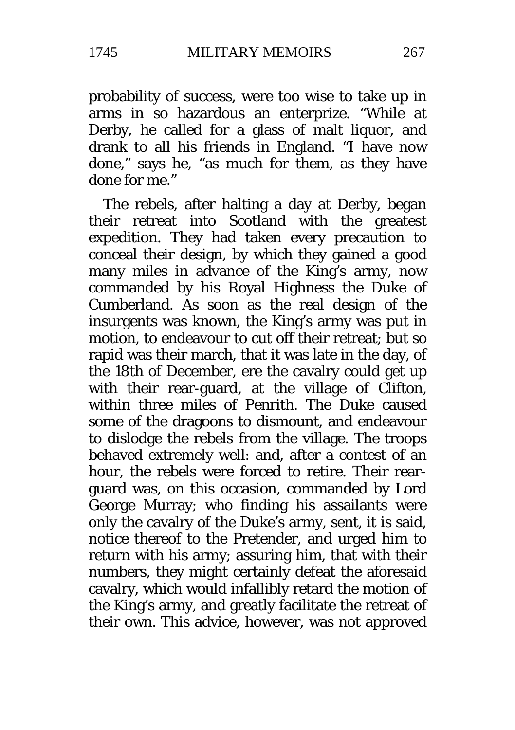probability of success, were too wise to take up in arms in so hazardous an enterprize. "While at Derby, he called for a glass of malt liquor, and drank to all his friends in England. "I have now done," says he, "as much for them, as they have done for me."

The rebels, after halting a day at Derby, began their retreat into Scotland with the greatest expedition. They had taken every precaution to conceal their design, by which they gained a good many miles in advance of the King's army, now commanded by his Royal Highness the Duke of Cumberland. As soon as the real design of the insurgents was known, the King's army was put in motion, to endeavour to cut off their retreat; but so rapid was their march, that it was late in the day, of the 18th of December, ere the cavalry could get up with their rear-guard, at the village of Clifton, within three miles of Penrith. The Duke caused some of the dragoons to dismount, and endeavour to dislodge the rebels from the village. The troops behaved extremely well: and, after a contest of an hour, the rebels were forced to retire. Their rear-guard was, on this occasion, commanded by Lord George Murray; who finding his assailants were only the cavalry of the Duke's army, sent, it is said, notice thereof to the Pretender, and urged him to return with his army; assuring him, that with their numbers, they might certainly defeat the aforesaid cavalry, which would infallibly retard the motion of the King's army, and greatly facilitate the retreat of their own. This advice, however, was not approved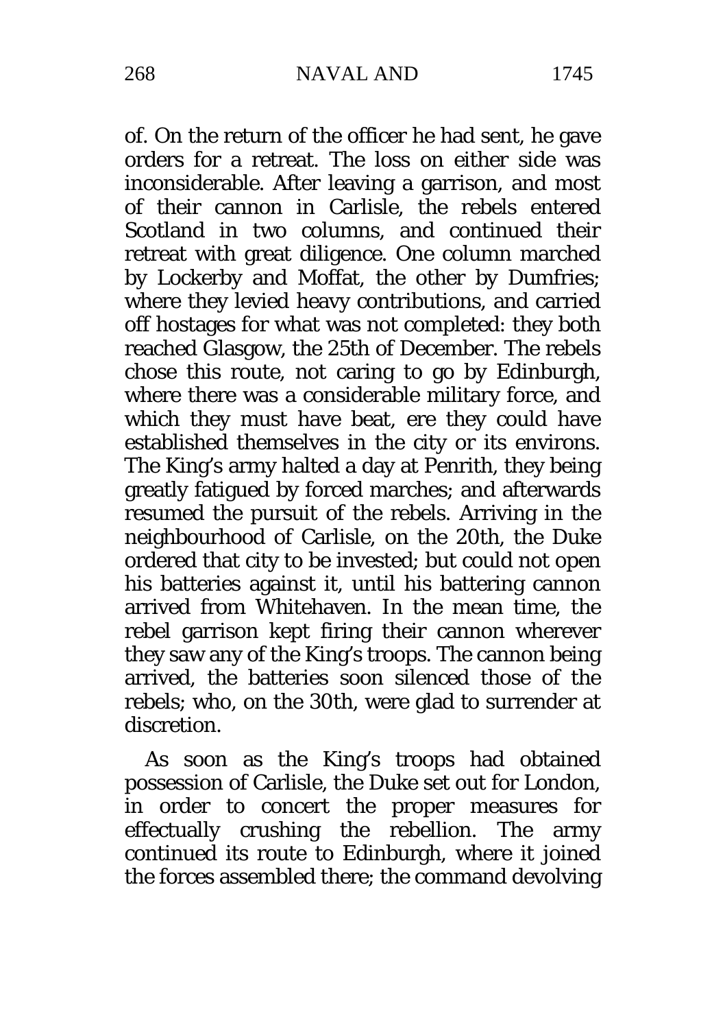of. On the return of the officer he had sent, he gave orders for a retreat. The loss on either side was inconsiderable. After leaving a garrison, and most of their cannon in Carlisle, the rebels entered Scotland in two columns, and continued their retreat with great diligence. One column marched by Lockerby and Moffat, the other by Dumfries; where they levied heavy contributions, and carried off hostages for what was not completed: they both reached Glasgow, the 25th of December. The rebels chose this route, not caring to go by Edinburgh, where there was a considerable military force, and which they must have beat, ere they could have established themselves in the city or its environs. The King's army halted a day at Penrith, they being greatly fatigued by forced marches; and afterwards resumed the pursuit of the rebels. Arriving in the neighbourhood of Carlisle, on the 20th, the Duke ordered that city to be invested; but could not open his batteries against it, until his battering cannon arrived from Whitehaven. In the mean time, the rebel garrison kept firing their cannon wherever they saw any of the King's troops. The cannon being arrived, the batteries soon silenced those of the rebels; who, on the 30th, were glad to surrender at discretion.

As soon as the King's troops had obtained possession of Carlisle, the Duke set out for London, in order to concert the proper measures for effectually crushing the rebellion. The army continued its route to Edinburgh, where it joined the forces assembled there; the command devolving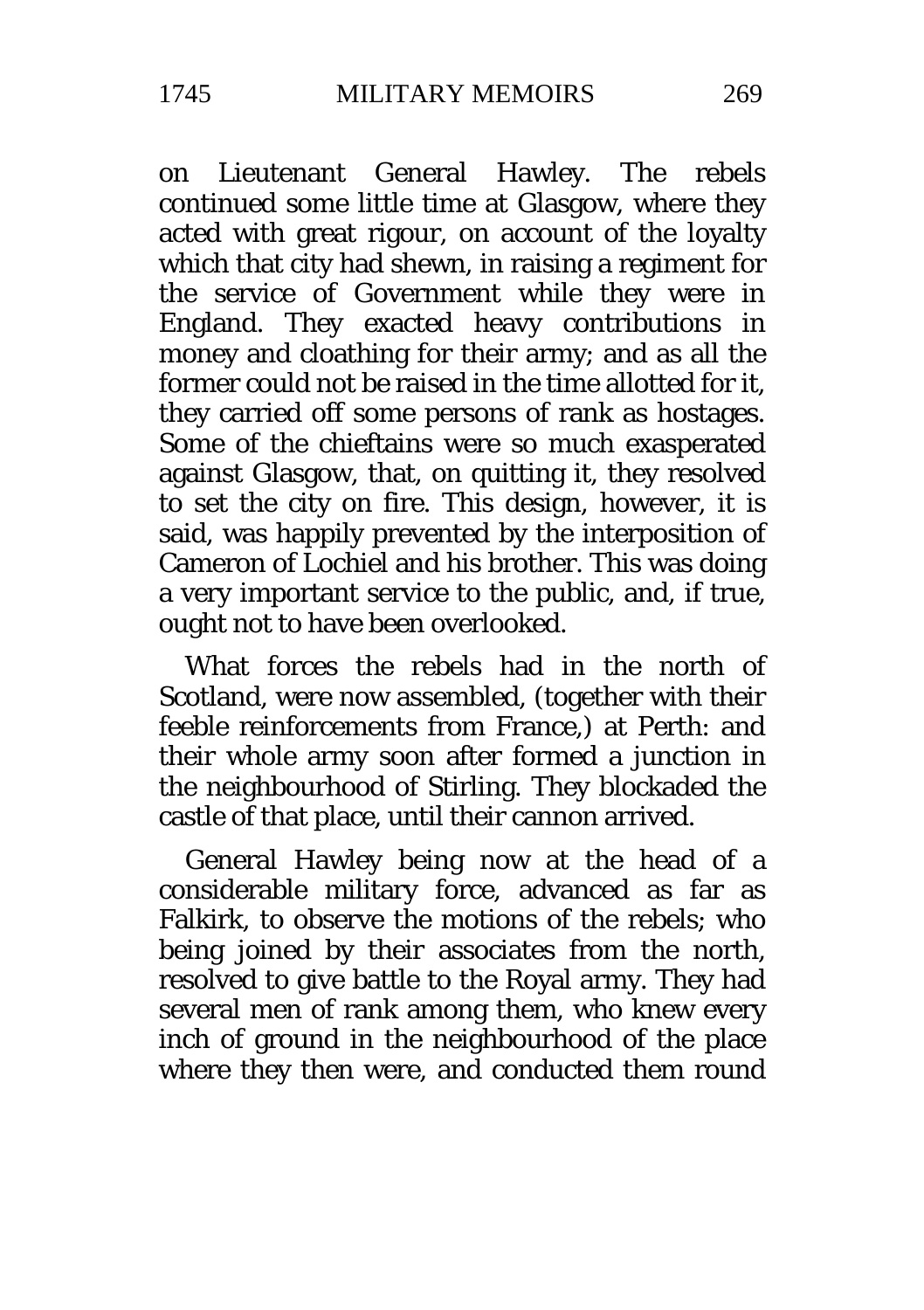on Lieutenant General Hawley. The rebels continued some little time at Glasgow, where they acted with great rigour, on account of the loyalty which that city had shewn, in raising a regiment for the service of Government while they were in England. They exacted heavy contributions in money and cloathing for their army; and as all the former could not be raised in the time allotted for it, they carried off some persons of rank as hostages. Some of the chieftains were so much exasperated against Glasgow, that, on quitting it, they resolved to set the city on fire. This design, however, it is said, was happily prevented by the interposition of Cameron of Lochiel and his brother. This was doing a very important service to the public, and, if true, ought not to have been overlooked.

What forces the rebels had in the north of Scotland, were now assembled, (together with their feeble reinforcements from France,) at Perth: and their whole army soon after formed a junction in the neighbourhood of Stirling. They blockaded the castle of that place, until their cannon arrived.

General Hawley being now at the head of a considerable military force, advanced as far as Falkirk, to observe the motions of the rebels; who being joined by their associates from the north, resolved to give battle to the Royal army. They had several men of rank among them, who knew every inch of ground in the neighbourhood of the place where they then were, and conducted them round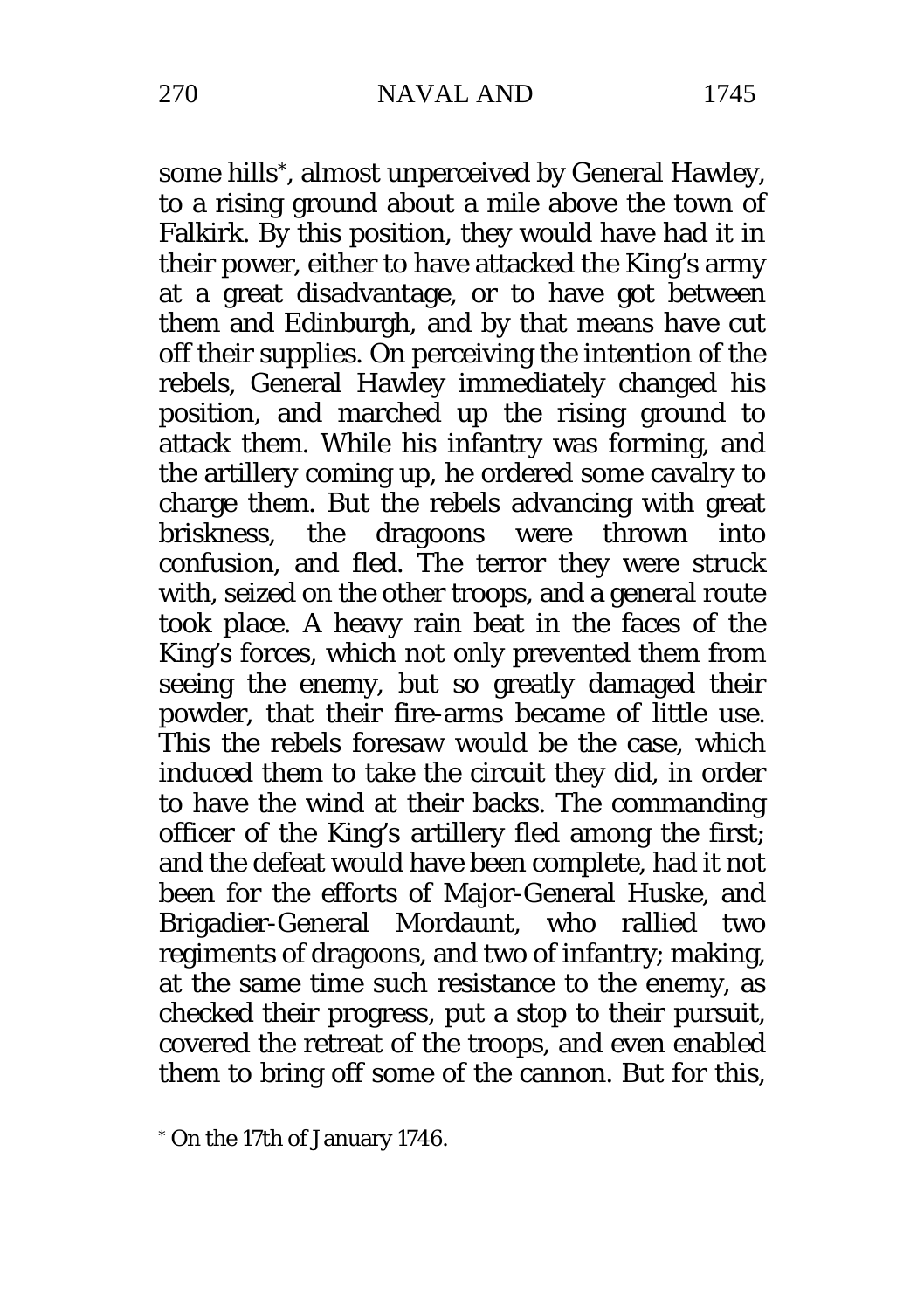some hills[*], almost unperceived by General Hawley, to a rising ground about a mile above the town of Falkirk. By this position, they would have had it in their power, either to have attacked the King's army at a great disadvantage, or to have got between them and Edinburgh, and by that means have cut off their supplies. On perceiving the intention of the rebels, General Hawley immediately changed his position, and marched up the rising ground to attack them. While his infantry was forming, and the artillery coming up, he ordered some cavalry to charge them. But the rebels advancing with great briskness, the dragoons were thrown into confusion, and fled. The terror they were struck with, seized on the other troops, and a general route took place. A heavy rain beat in the faces of the King's forces, which not only prevented them from seeing the enemy, but so greatly damaged their powder, that their fire-arms became of little use. This the rebels foresaw would be the case, which induced them to take the circuit they did, in order to have the wind at their backs. The commanding officer of the King's artillery fled among the first; and the defeat would have been complete, had it not been for the efforts of Major-General Huske, and Brigadier-General Mordaunt, who rallied two regiments of dragoons, and two of infantry; making, at the same time such resistance to the enemy, as checked their progress, put a stop to their pursuit, covered the retreat of the troops, and even enabled them to bring off some of the cannon. But for this,

---

[*] On the 17th of January 1746.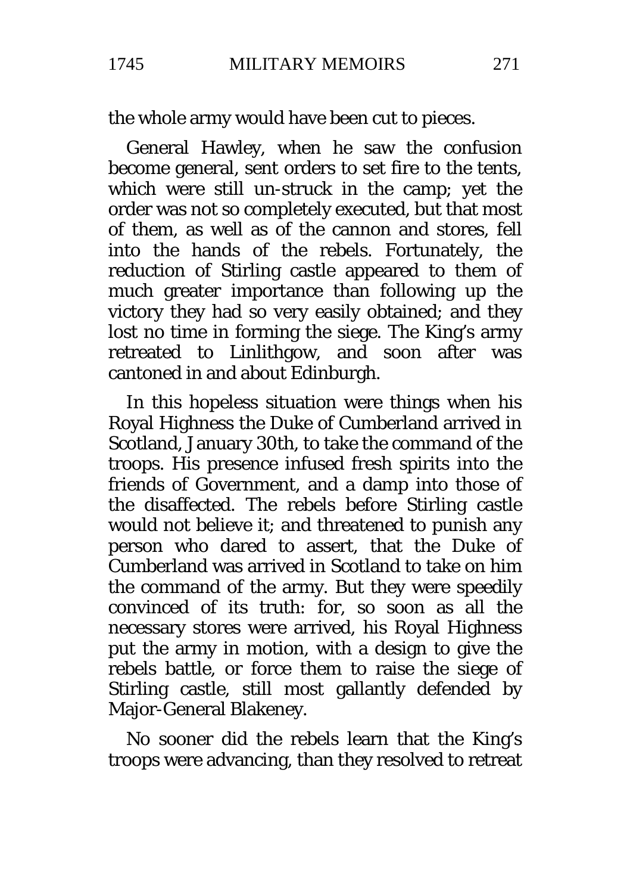the whole army would have been cut to pieces.

General Hawley, when he saw the confusion become general, sent orders to set fire to the tents, which were still un-struck in the camp; yet the order was not so completely executed, but that most of them, as well as of the cannon and stores, fell into the hands of the rebels. Fortunately, the reduction of Stirling castle appeared to them of much greater importance than following up the victory they had so very easily obtained; and they lost no time in forming the siege. The King's army retreated to Linlithgow, and soon after was cantoned in and about Edinburgh.

In this hopeless situation were things when his Royal Highness the Duke of Cumberland arrived in Scotland, January 30th, to take the command of the troops. His presence infused fresh spirits into the friends of Government, and a damp into those of the disaffected. The rebels before Stirling castle would not believe it; and threatened to punish any person who dared to assert, that the Duke of Cumberland was arrived in Scotland to take on him the command of the army. But they were speedily convinced of its truth: for, so soon as all the necessary stores were arrived, his Royal Highness put the army in motion, with a design to give the rebels battle, or force them to raise the siege of Stirling castle, still most gallantly defended by Major-General Blakeney.

No sooner did the rebels learn that the King's troops were advancing, than they resolved to retreat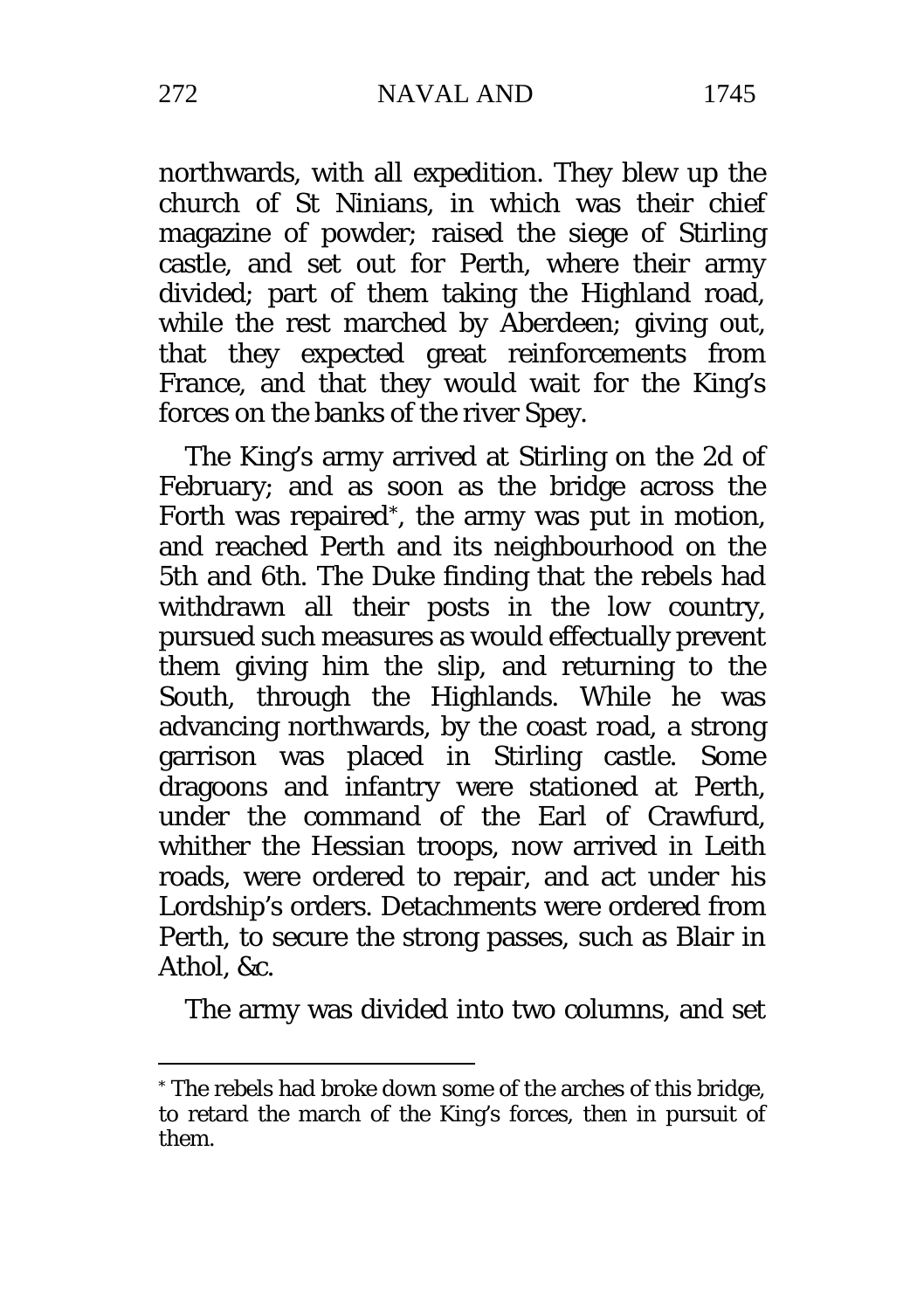northwards, with all expedition. They blew up the church of St Ninians, in which was their chief magazine of powder; raised the siege of Stirling castle, and set out for Perth, where their army divided; part of them taking the Highland road, while the rest marched by Aberdeen; giving out, that they expected great reinforcements from France, and that they would wait for the King's forces on the banks of the river Spey.

The King's army arrived at Stirling on the 2d of February; and as soon as the bridge across the Forth was repaired*, the army was put in motion, and reached Perth and its neighbourhood on the 5th and 6th. The Duke finding that the rebels had withdrawn all their posts in the low country, pursued such measures as would effectually prevent them giving him the slip, and returning to the South, through the Highlands. While he was advancing northwards, by the coast road, a strong garrison was placed in Stirling castle. Some dragoons and infantry were stationed at Perth, under the command of the Earl of Crawfurd, whither the Hessian troops, now arrived in Leith roads, were ordered to repair, and act under his Lordship's orders. Detachments were ordered from Perth, to secure the strong passes, such as Blair in Athol, &c.

The army was divided into two columns, and set

---

* The rebels had broke down some of the arches of this bridge, to retard the march of the King's forces, then in pursuit of them.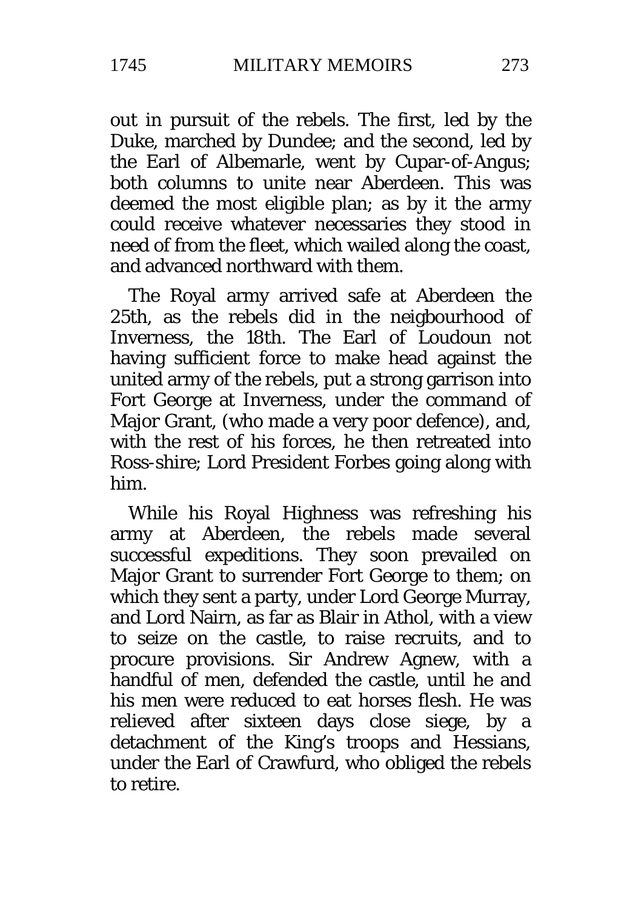out in pursuit of the rebels. The first, led by the Duke, marched by Dundee; and the second, led by the Earl of Albemarle, went by Cupar-of-Angus; both columns to unite near Aberdeen. This was deemed the most eligible plan; as by it the army could receive whatever necessaries they stood in need of from the fleet, which wailed along the coast, and advanced northward with them.

The Royal army arrived safe at Aberdeen the 25th, as the rebels did in the neigbourhood of Inverness, the 18th. The Earl of Loudoun not having sufficient force to make head against the united army of the rebels, put a strong garrison into Fort George at Inverness, under the command of Major Grant, (who made a very poor defence), and, with the rest of his forces, he then retreated into Ross-shire; Lord President Forbes going along with him.

While his Royal Highness was refreshing his army at Aberdeen, the rebels made several successful expeditions. They soon prevailed on Major Grant to surrender Fort George to them; on which they sent a party, under Lord George Murray, and Lord Nairn, as far as Blair in Athol, with a view to seize on the castle, to raise recruits, and to procure provisions. Sir Andrew Agnew, with a handful of men, defended the castle, until he and his men were reduced to eat horses flesh. He was relieved after sixteen days close siege, by a detachment of the King's troops and Hessians, under the Earl of Crawfurd, who obliged the rebels to retire.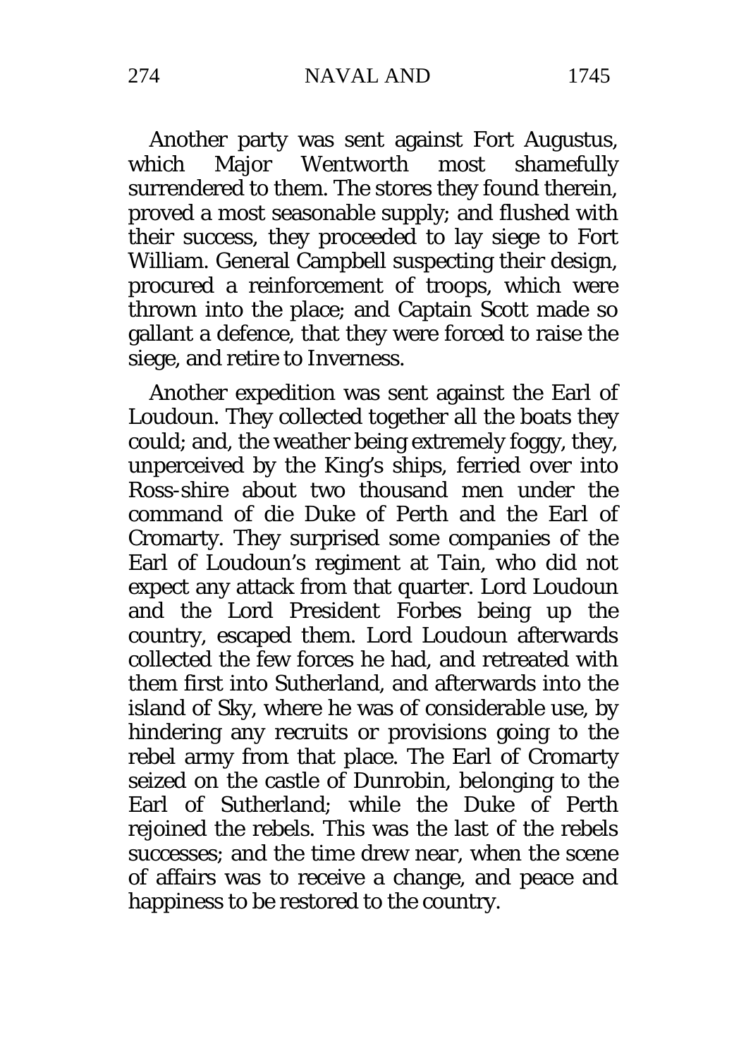Another party was sent against Fort Augustus, which Major Wentworth most shamefully surrendered to them. The stores they found therein, proved a most seasonable supply; and flushed with their success, they proceeded to lay siege to Fort William. General Campbell suspecting their design, procured a reinforcement of troops, which were thrown into the place; and Captain Scott made so gallant a defence, that they were forced to raise the siege, and retire to Inverness.

Another expedition was sent against the Earl of Loudoun. They collected together all the boats they could; and, the weather being extremely foggy, they, unperceived by the King's ships, ferried over into Ross-shire about two thousand men under the command of die Duke of Perth and the Earl of Cromarty. They surprised some companies of the Earl of Loudoun's regiment at Tain, who did not expect any attack from that quarter. Lord Loudoun and the Lord President Forbes being up the country, escaped them. Lord Loudoun afterwards collected the few forces he had, and retreated with them first into Sutherland, and afterwards into the island of Sky, where he was of considerable use, by hindering any recruits or provisions going to the rebel army from that place. The Earl of Cromarty seized on the castle of Dunrobin, belonging to the Earl of Sutherland; while the Duke of Perth rejoined the rebels. This was the last of the rebels successes; and the time drew near, when the scene of affairs was to receive a change, and peace and happiness to be restored to the country.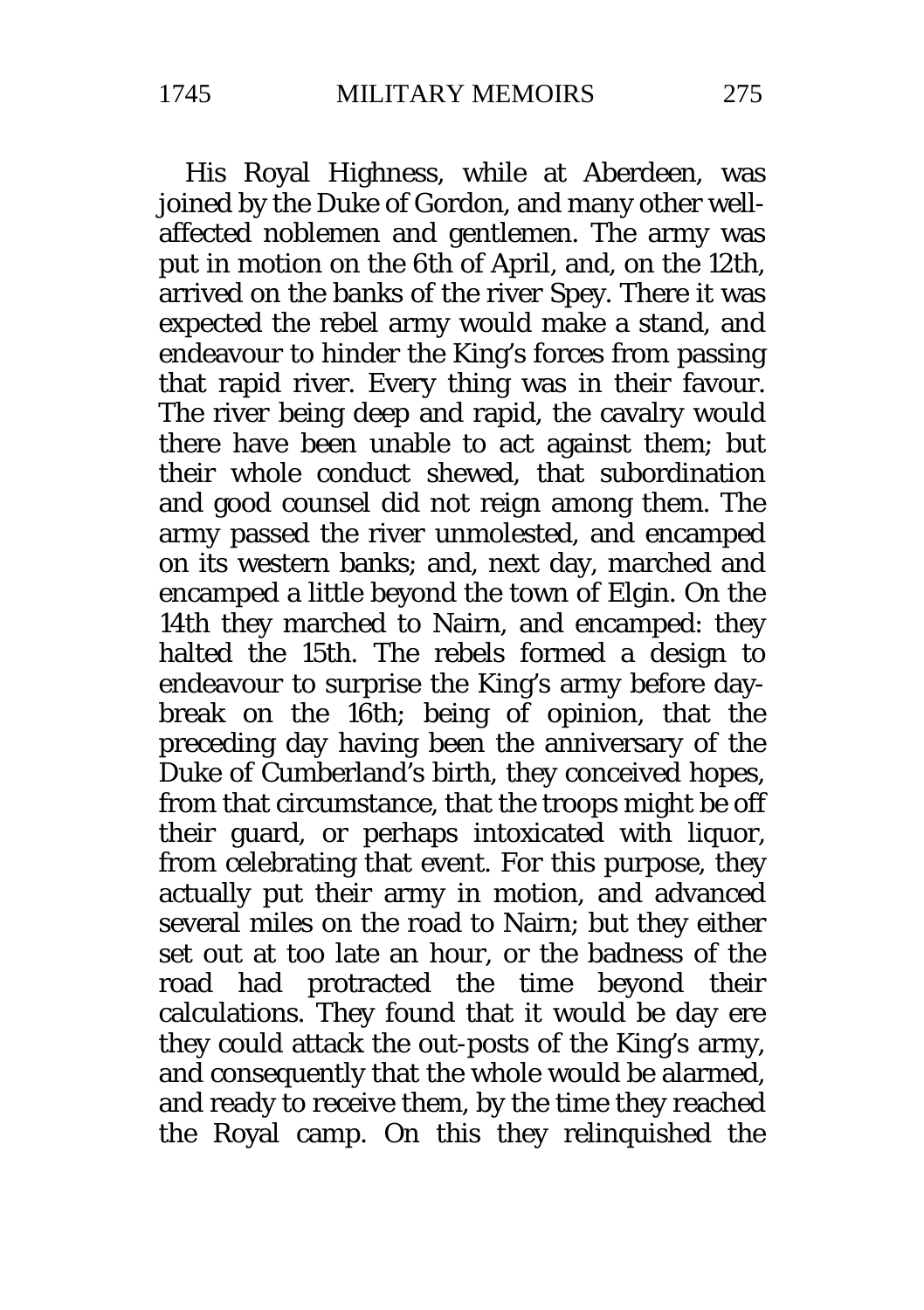His Royal Highness, while at Aberdeen, was joined by the Duke of Gordon, and many other well-affected noblemen and gentlemen. The army was put in motion on the 6th of April, and, on the 12th, arrived on the banks of the river Spey. There it was expected the rebel army would make a stand, and endeavour to hinder the King's forces from passing that rapid river. Every thing was in their favour. The river being deep and rapid, the cavalry would there have been unable to act against them; but their whole conduct shewed, that subordination and good counsel did not reign among them. The army passed the river unmolested, and encamped on its western banks; and, next day, marched and encamped a little beyond the town of Elgin. On the 14th they marched to Nairn, and encamped: they halted the 15th. The rebels formed a design to endeavour to surprise the King's army before day-break on the 16th; being of opinion, that the preceding day having been the anniversary of the Duke of Cumberland's birth, they conceived hopes, from that circumstance, that the troops might be off their guard, or perhaps intoxicated with liquor, from celebrating that event. For this purpose, they actually put their army in motion, and advanced several miles on the road to Nairn; but they either set out at too late an hour, or the badness of the road had protracted the time beyond their calculations. They found that it would be day ere they could attack the out-posts of the King's army, and consequently that the whole would be alarmed, and ready to receive them, by the time they reached the Royal camp. On this they relinquished the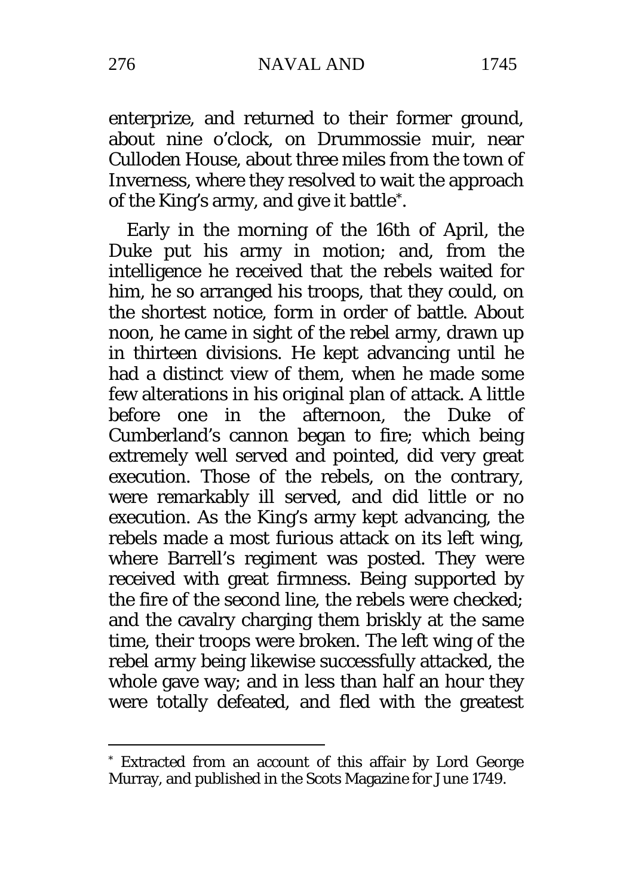enterprize, and returned to their former ground, about nine o'clock, on Drummossie muir, near Culloden House, about three miles from the town of Inverness, where they resolved to wait the approach of the King's army, and give it battle*.

Early in the morning of the 16th of April, the Duke put his army in motion; and, from the intelligence he received that the rebels waited for him, he so arranged his troops, that they could, on the shortest notice, form in order of battle. About noon, he came in sight of the rebel army, drawn up in thirteen divisions. He kept advancing until he had a distinct view of them, when he made some few alterations in his original plan of attack. A little before one in the afternoon, the Duke of Cumberland's cannon began to fire; which being extremely well served and pointed, did very great execution. Those of the rebels, on the contrary, were remarkably ill served, and did little or no execution. As the King's army kept advancing, the rebels made a most furious attack on its left wing, where Barrell's regiment was posted. They were received with great firmness. Being supported by the fire of the second line, the rebels were checked; and the cavalry charging them briskly at the same time, their troops were broken. The left wing of the rebel army being likewise successfully attacked, the whole gave way; and in less than half an hour they were totally defeated, and fled with the greatest

---

* Extracted from an account of this affair by Lord George Murray, and published in the Scots Magazine for June 1749.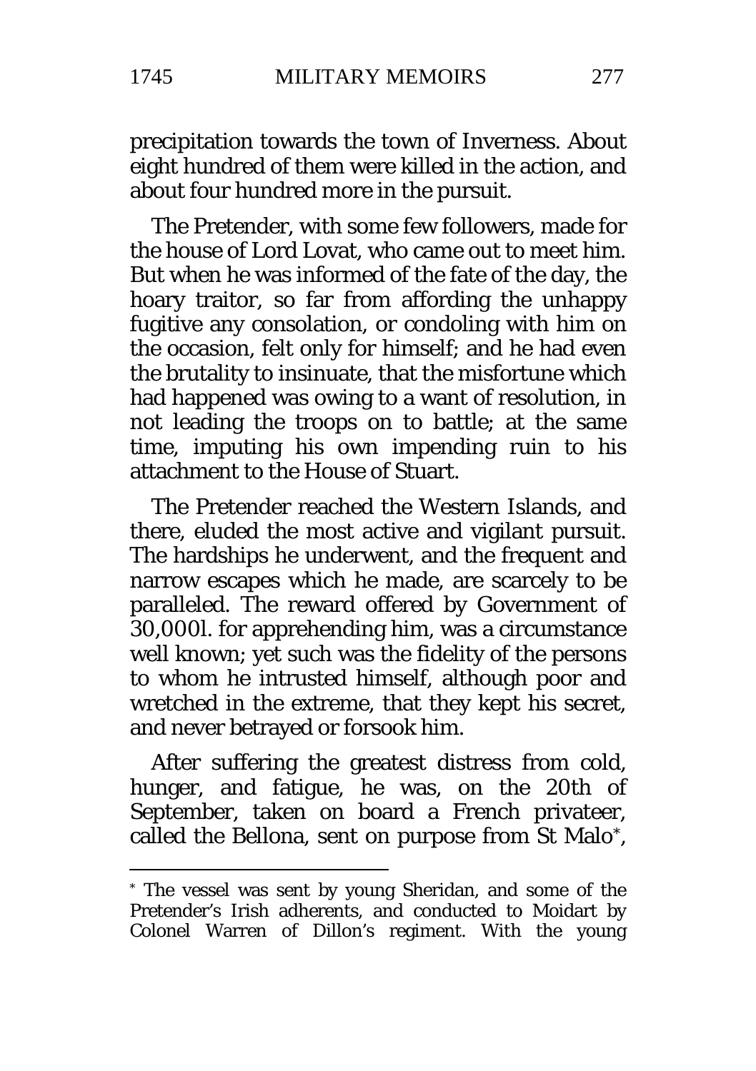precipitation towards the town of Inverness. About eight hundred of them were killed in the action, and about four hundred more in the pursuit.

The Pretender, with some few followers, made for the house of Lord Lovat, who came out to meet him. But when he was informed of the fate of the day, the hoary traitor, so far from affording the unhappy fugitive any consolation, or condoling with him on the occasion, felt only for himself; and he had even the brutality to insinuate, that the misfortune which had happened was owing to a want of resolution, in not leading the troops on to battle; at the same time, imputing his own impending ruin to his attachment to the House of Stuart.

The Pretender reached the Western Islands, and there, eluded the most active and vigilant pursuit. The hardships he underwent, and the frequent and narrow escapes which he made, are scarcely to be paralleled. The reward offered by Government of 30,000l. for apprehending him, was a circumstance well known; yet such was the fidelity of the persons to whom he intrusted himself, although poor and wretched in the extreme, that they kept his secret, and never betrayed or forsook him.

After suffering the greatest distress from cold, hunger, and fatigue, he was, on the 20th of September, taken on board a French privateer, called the Bellona, sent on purpose from St Malo*,

---

* The vessel was sent by young Sheridan, and some of the Pretender's Irish adherents, and conducted to Moidart by Colonel Warren of Dillon's regiment. With the young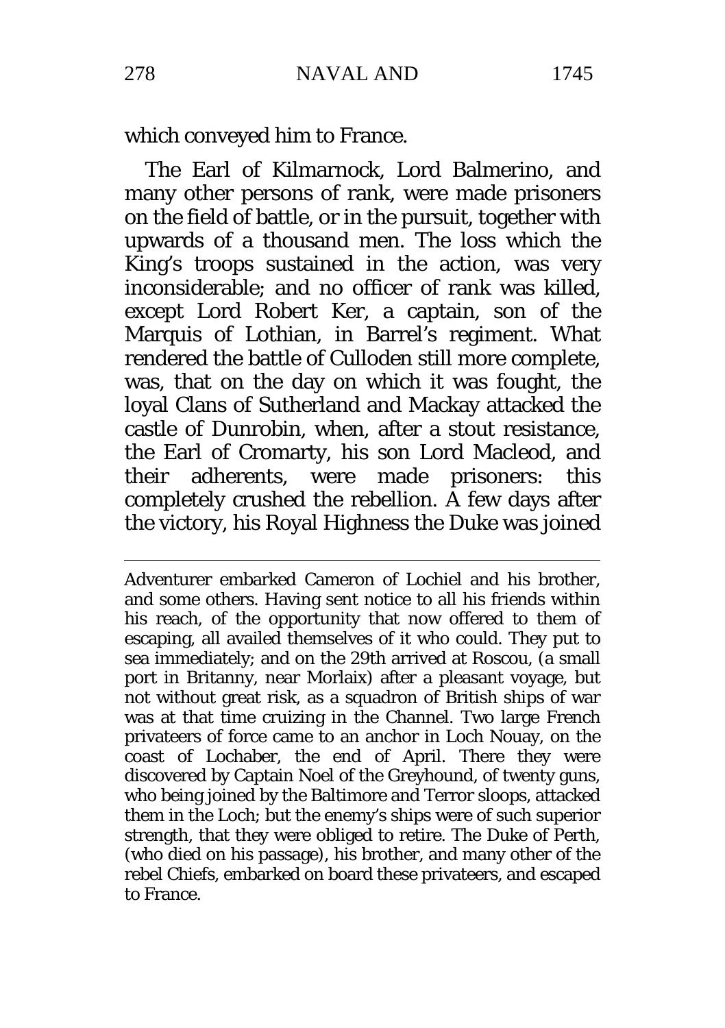which conveyed him to France.

The Earl of Kilmarnock, Lord Balmerino, and many other persons of rank, were made prisoners on the field of battle, or in the pursuit, together with upwards of a thousand men. The loss which the King's troops sustained in the action, was very inconsiderable; and no officer of rank was killed, except Lord Robert Ker, a captain, son of the Marquis of Lothian, in Barrel's regiment. What rendered the battle of Culloden still more complete, was, that on the day on which it was fought, the loyal Clans of Sutherland and Mackay attacked the castle of Dunrobin, when, after a stout resistance, the Earl of Cromarty, his son Lord Macleod, and their adherents, were made prisoners: this completely crushed the rebellion. A few days after the victory, his Royal Highness the Duke was joined

---

Adventurer embarked Cameron of Lochiel and his brother, and some others. Having sent notice to all his friends within his reach, of the opportunity that now offered to them of escaping, all availed themselves of it who could. They put to sea immediately; and on the 29th arrived at Roscou, (a small port in Britanny, near Morlaix) after a pleasant voyage, but not without great risk, as a squadron of British ships of war was at that time cruizing in the Channel. Two large French privateers of force came to an anchor in Loch Nouay, on the coast of Lochaber, the end of April. There they were discovered by Captain Noel of the Greyhound, of twenty guns, who being joined by the Baltimore and Terror sloops, attacked them in the Loch; but the enemy's ships were of such superior strength, that they were obliged to retire. The Duke of Perth, (who died on his passage), his brother, and many other of the rebel Chiefs, embarked on board these privateers, and escaped to France.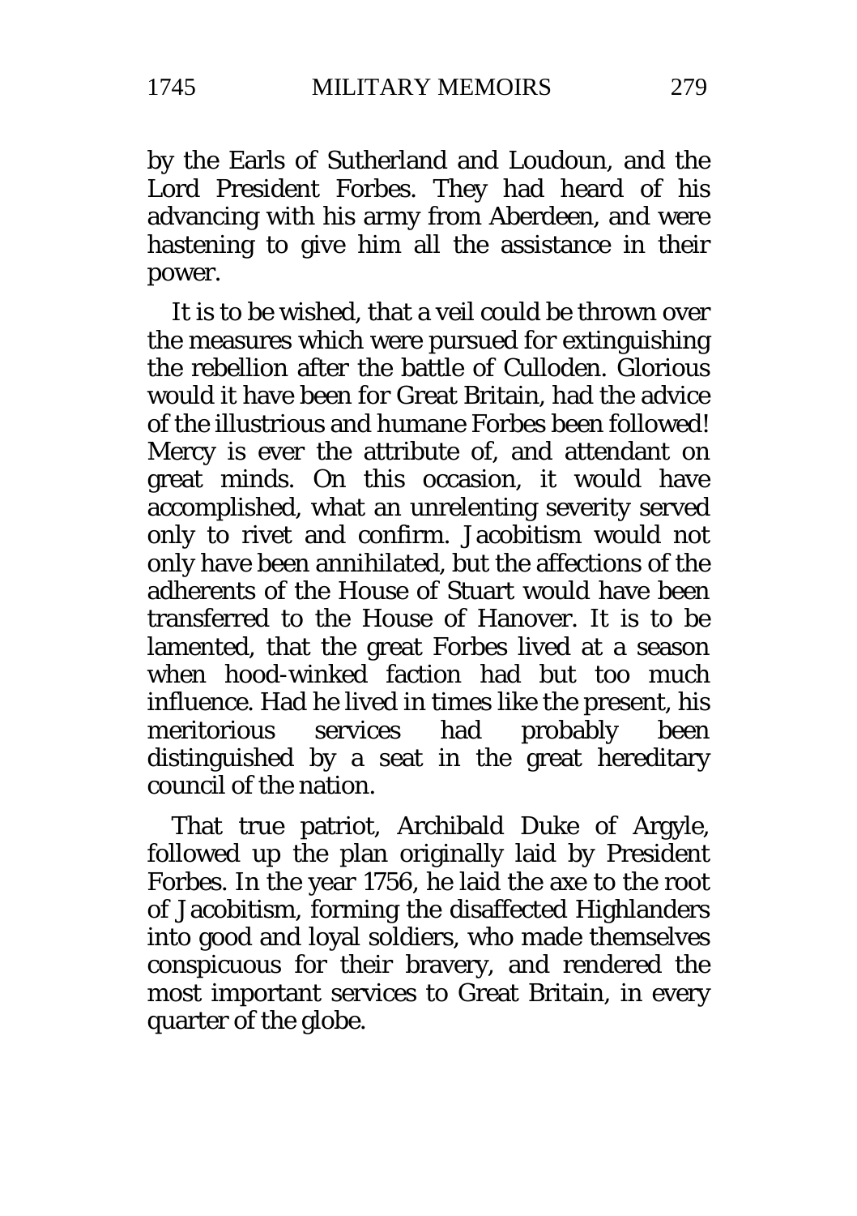by the Earls of Sutherland and Loudoun, and the Lord President Forbes. They had heard of his advancing with his army from Aberdeen, and were hastening to give him all the assistance in their power.

It is to be wished, that a veil could be thrown over the measures which were pursued for extinguishing the rebellion after the battle of Culloden. Glorious would it have been for Great Britain, had the advice of the illustrious and humane Forbes been followed! Mercy is ever the attribute of, and attendant on great minds. On this occasion, it would have accomplished, what an unrelenting severity served only to rivet and confirm. Jacobitism would not only have been annihilated, but the affections of the adherents of the House of Stuart would have been transferred to the House of Hanover. It is to be lamented, that the great Forbes lived at a season when hood-winked faction had but too much influence. Had he lived in times like the present, his meritorious services had probably been distinguished by a seat in the great hereditary council of the nation.

That true patriot, Archibald Duke of Argyle, followed up the plan originally laid by President Forbes. In the year 1756, he laid the axe to the root of Jacobitism, forming the disaffected Highlanders into good and loyal soldiers, who made themselves conspicuous for their bravery, and rendered the most important services to Great Britain, in every quarter of the globe.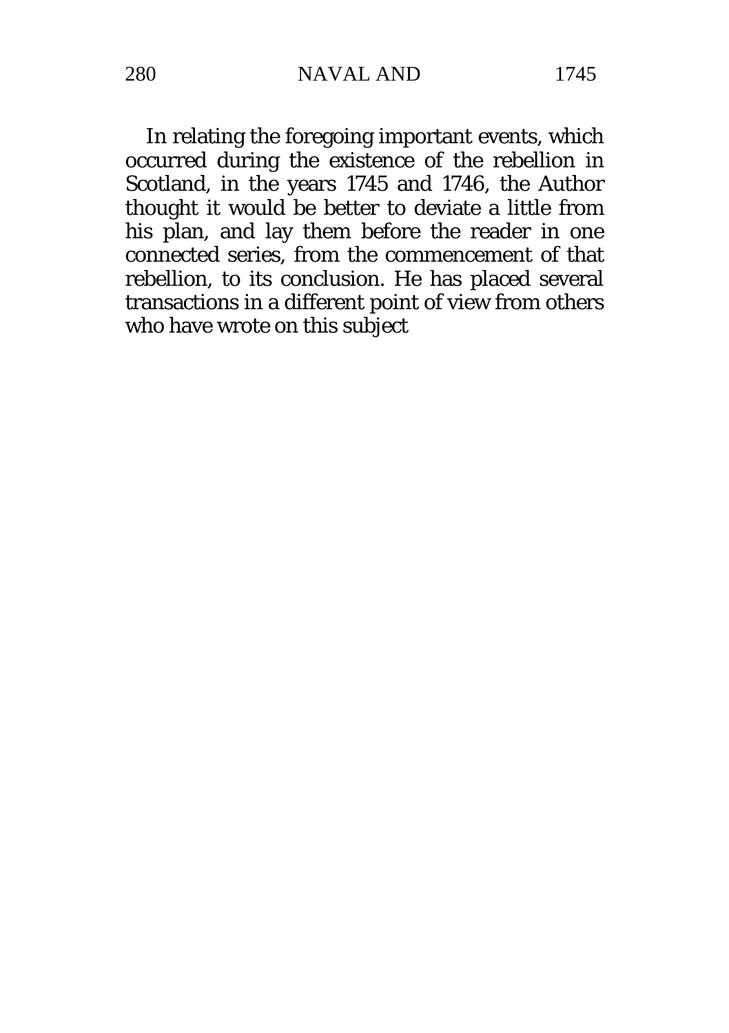In relating the foregoing important events, which occurred during the existence of the rebellion in Scotland, in the years 1745 and 1746, the Author thought it would be better to deviate a little from his plan, and lay them before the reader in one connected series, from the commencement of that rebellion, to its conclusion. He has placed several transactions in a different point of view from others who have wrote on this subject